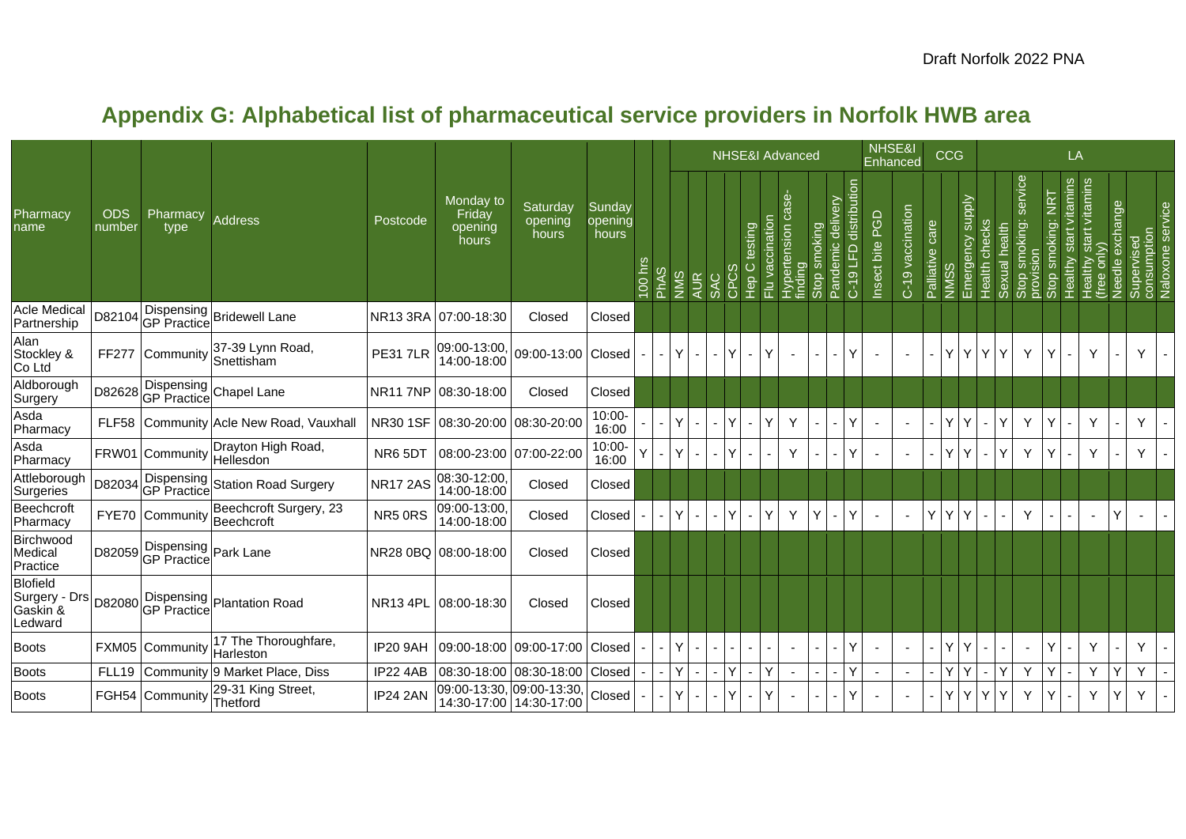# Appendix G: Alphabetical list of pharmaceutical service providers in Norfolk HWB area

| Pharmacy name | ODS number | Pharmacy type | Address | Postcode | Monday to Friday opening hours | Saturday opening hours | Sunday opening hours | | | NHSE&I Advanced | | | | | | | | | | NHSE&I Enhanced | | CCG | | | LA | | | | | | | | |
|---|---|---|---|---|---|---|---|---|---|---|---|---|---|---|---|---|---|---|---|---|---|---|---|---|---|---|---|---|---|---|---|---|---|
| | | | | | | | | 100 hrs | PhAS | NMS | AUR | SAC | CPCS | Hep C testing | Flu vaccination | Hypertension case-finding | Stop smoking | Pandemic delivery | C-19 LFD distribution | Insect bite PGD | C-19 vaccination | Palliative care | NMSS | Emergency supply | Health checks | Sexual health | Stop smoking: service provision | Stop smoking: NRT | Healthy start vitamins | Healthy start vitamins (free only) | Needle exchange | Supervised consumption | Naloxone service |
| Acle Medical Partnership | D82104 | Dispensing GP Practice | Bridewell Lane | NR13 3RA | 07:00-18:30 | Closed | Closed | | | | | | | | | | | | | | | | | | | | | | | | | | |
| Alan Stockley & Co Ltd | FF277 | Community | 37-39 Lynn Road, Snettisham | PE31 7LR | 09:00-13:00, 14:00-18:00 | 09:00-13:00 | Closed | - | - | Y | - | - | Y | - | Y | - | - | - | Y | - | - | - | Y | Y | Y | Y | Y | Y | - | Y | - | Y | - |
| Aldborough Surgery | D82628 | Dispensing GP Practice | Chapel Lane | NR11 7NP | 08:30-18:00 | Closed | Closed | | | | | | | | | | | | | | | | | | | | | | | | | | |
| Asda Pharmacy | FLF58 | Community | Acle New Road, Vauxhall | NR30 1SF | 08:30-20:00 | 08:30-20:00 | 10:00-16:00 | - | - | Y | - | - | Y | - | Y | Y | - | - | Y | - | - | - | Y | Y | - | Y | Y | Y | - | Y | - | Y | - |
| Asda Pharmacy | FRW01 | Community | Drayton High Road, Hellesdon | NR6 5DT | 08:00-23:00 | 07:00-22:00 | 10:00-16:00 | Y | - | Y | - | - | Y | - | - | Y | - | - | Y | - | - | - | Y | Y | - | Y | Y | Y | - | Y | - | Y | - |
| Attleborough Surgeries | D82034 | Dispensing GP Practice | Station Road Surgery | NR17 2AS | 08:30-12:00, 14:00-18:00 | Closed | Closed | | | | | | | | | | | | | | | | | | | | | | | | | | |
| Beechcroft Pharmacy | FYE70 | Community | Beechcroft Surgery, 23 Beechcroft | NR5 0RS | 09:00-13:00, 14:00-18:00 | Closed | Closed | - | - | Y | - | - | Y | - | Y | Y | Y | - | Y | - | - | Y | Y | Y | - | - | Y | - | - | - | Y | - | - |
| Birchwood Medical Practice | D82059 | Dispensing GP Practice | Park Lane | NR28 0BQ | 08:00-18:00 | Closed | Closed | | | | | | | | | | | | | | | | | | | | | | | | | | |
| Blofield Surgery - Drs Gaskin & Ledward | D82080 | Dispensing GP Practice | Plantation Road | NR13 4PL | 08:00-18:30 | Closed | Closed | | | | | | | | | | | | | | | | | | | | | | | | | | |
| Boots | FXM05 | Community | 17 The Thoroughfare, Harleston | IP20 9AH | 09:00-18:00 | 09:00-17:00 | Closed | - | - | Y | - | - | - | - | - | - | - | - | Y | - | - | - | Y | Y | - | - | - | Y | - | Y | - | Y | - |
| Boots | FLL19 | Community | 9 Market Place, Diss | IP22 4AB | 08:30-18:00 | 08:30-18:00 | Closed | - | - | Y | - | - | Y | - | Y | - | - | - | Y | - | - | - | Y | Y | - | Y | Y | Y | - | Y | Y | Y | - |
| Boots | FGH54 | Community | 29-31 King Street, Thetford | IP24 2AN | 09:00-13:30, 14:30-17:00 | 09:00-13:30, 14:30-17:00 | Closed | - | - | Y | - | - | Y | - | Y | - | - | - | Y | - | - | - | Y | Y | Y | Y | Y | Y | - | Y | Y | Y | - |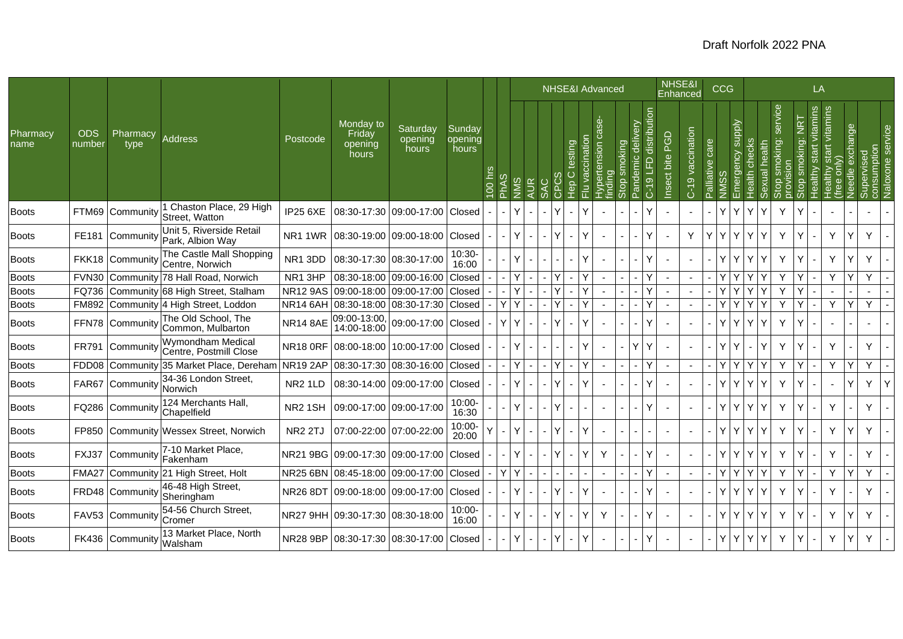| Pharmacy name | ODS number | Pharmacy type | Address | Postcode | Monday to Friday opening hours | Saturday opening hours | Sunday opening hours | | | NHSE&I Advanced | | | | | | | | | | NHSE&I Enhanced | | CCG | | | LA | | | | | | | | |
|---|---|---|---|---|---|---|---|---|---|---|---|---|---|---|---|---|---|---|---|---|---|---|---|---|---|---|---|---|---|---|---|---|---|
| | | | | | | | | 100 hrs | PhAS | NMS | AUR | SAC | CPCS | Hep C testing | Flu vaccination | Hypertension case-finding | Stop smoking | Pandemic delivery | C-19 LFD distribution | Insect bite PGD | C-19 vaccination | Palliative care | NMSS | Emergency supply | Health checks | Sexual health | Stop smoking: service provision | Stop smoking: NRT | Healthy start vitamins | Healthy start vitamins (free only) | Needle exchange | Supervised consumption | Naloxone service |
| Boots | FTM69 | Community | 1 Chaston Place, 29 High Street, Watton | IP25 6XE | 08:30-17:30 | 09:00-17:00 | Closed | - | - | Y | - | - | Y | - | Y | - | - | - | Y | - | - | - | Y | Y | Y | Y | Y | Y | - | - | - | - | - |
| Boots | FE181 | Community | Unit 5, Riverside Retail Park, Albion Way | NR1 1WR | 08:30-19:00 | 09:00-18:00 | Closed | - | - | Y | - | - | Y | - | Y | - | - | - | Y | - | Y | Y | Y | Y | Y | Y | Y | Y | - | Y | Y | Y | - |
| Boots | FKK18 | Community | The Castle Mall Shopping Centre, Norwich | NR1 3DD | 08:30-17:30 | 08:30-17:00 | 10:30-16:00 | - | - | Y | - | - | - | - | Y | - | - | - | Y | - | - | - | Y | Y | Y | Y | Y | Y | - | Y | Y | Y | - |
| Boots | FVN30 | Community | 78 Hall Road, Norwich | NR1 3HP | 08:30-18:00 | 09:00-16:00 | Closed | - | - | Y | - | - | Y | - | Y | - | - | - | Y | - | - | - | Y | Y | Y | Y | Y | Y | - | Y | Y | Y | - |
| Boots | FQ736 | Community | 68 High Street, Stalham | NR12 9AS | 09:00-18:00 | 09:00-17:00 | Closed | - | - | Y | - | - | Y | - | Y | - | - | - | Y | - | - | - | Y | Y | Y | Y | Y | Y | - | - | - | - | - |
| Boots | FM892 | Community | 4 High Street, Loddon | NR14 6AH | 08:30-18:00 | 08:30-17:30 | Closed | - | Y | Y | - | - | Y | - | Y | - | - | - | Y | - | - | - | Y | Y | Y | Y | Y | Y | - | Y | Y | Y | - |
| Boots | FFN78 | Community | The Old School, The Common, Mulbarton | NR14 8AE | 09:00-13:00, 14:00-18:00 | 09:00-17:00 | Closed | - | Y | Y | - | - | Y | - | Y | - | - | - | Y | - | - | - | Y | Y | Y | Y | Y | Y | - | - | - | - | - |
| Boots | FR791 | Community | Wymondham Medical Centre, Postmill Close | NR18 0RF | 08:00-18:00 | 10:00-17:00 | Closed | - | - | Y | - | - | - | - | Y | - | - | Y | Y | - | - | - | Y | Y | - | Y | Y | Y | - | Y | - | Y | - |
| Boots | FDD08 | Community | 35 Market Place, Dereham | NR19 2AP | 08:30-17:30 | 08:30-16:00 | Closed | - | - | Y | - | - | Y | - | Y | - | - | - | Y | - | - | - | Y | Y | Y | Y | Y | Y | - | Y | Y | Y | - |
| Boots | FAR67 | Community | 34-36 London Street, Norwich | NR2 1LD | 08:30-14:00 | 09:00-17:00 | Closed | - | - | Y | - | - | Y | - | Y | - | - | - | Y | - | - | - | Y | Y | Y | Y | Y | Y | - | - | Y | Y | Y |
| Boots | FQ286 | Community | 124 Merchants Hall, Chapelfield | NR2 1SH | 09:00-17:00 | 09:00-17:00 | 10:00-16:30 | - | - | Y | - | - | Y | - | - | - | - | - | Y | - | - | - | Y | Y | Y | Y | Y | Y | - | Y | - | Y | - |
| Boots | FP850 | Community | Wessex Street, Norwich | NR2 2TJ | 07:00-22:00 | 07:00-22:00 | 10:00-20:00 | Y | - | Y | - | - | Y | - | Y | - | - | - | - | - | - | - | Y | Y | Y | Y | Y | Y | - | Y | Y | Y | - |
| Boots | FXJ37 | Community | 7-10 Market Place, Fakenham | NR21 9BG | 09:00-17:30 | 09:00-17:00 | Closed | - | - | Y | - | - | Y | - | Y | Y | - | - | Y | - | - | - | Y | Y | Y | Y | Y | Y | - | Y | - | Y | - |
| Boots | FMA27 | Community | 21 High Street, Holt | NR25 6BN | 08:45-18:00 | 09:00-17:00 | Closed | - | Y | Y | - | - | - | - | - | - | - | - | Y | - | - | - | Y | Y | Y | Y | Y | Y | - | Y | Y | Y | - |
| Boots | FRD48 | Community | 46-48 High Street, Sheringham | NR26 8DT | 09:00-18:00 | 09:00-17:00 | Closed | - | - | Y | - | - | Y | - | Y | - | - | - | Y | - | - | - | Y | Y | Y | Y | Y | Y | - | Y | - | Y | - |
| Boots | FAV53 | Community | 54-56 Church Street, Cromer | NR27 9HH | 09:30-17:30 | 08:30-18:00 | 10:00-16:00 | - | - | Y | - | - | Y | - | Y | Y | - | - | Y | - | - | - | Y | Y | Y | Y | Y | Y | - | Y | Y | Y | - |
| Boots | FK436 | Community | 13 Market Place, North Walsham | NR28 9BP | 08:30-17:30 | 08:30-17:00 | Closed | - | - | Y | - | - | Y | - | Y | - | - | - | Y | - | - | - | Y | Y | Y | Y | Y | Y | - | Y | Y | Y | - |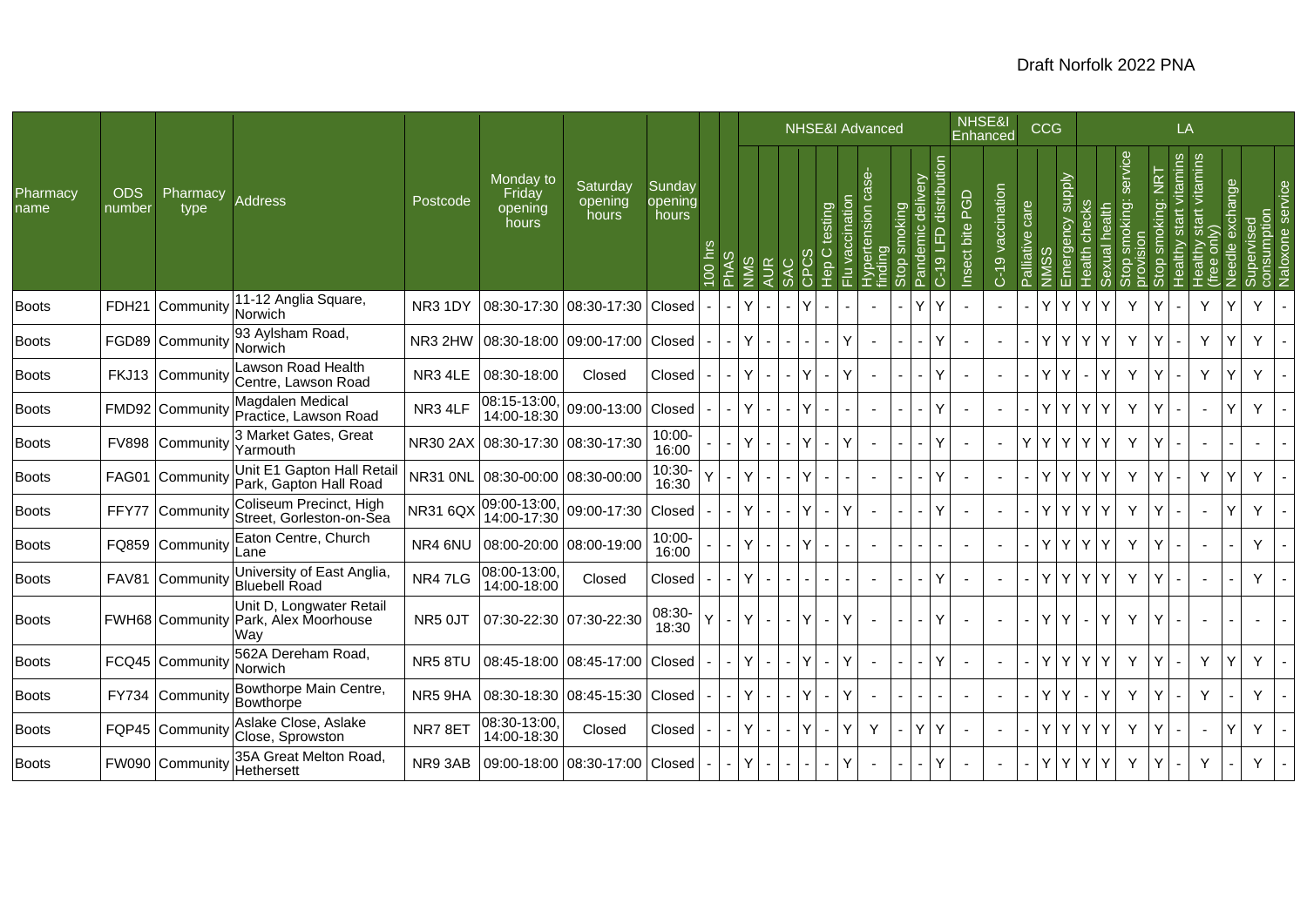| Pharmacy name | ODS number | Pharmacy type | Address | Postcode | Monday to Friday opening hours | Saturday opening hours | Sunday opening hours | 100 hrs | PhAS | NHSE&I Advanced | | | | | | | | | | NHSE&I Enhanced | | CCG | | | LA | | | | | | | | |
|---|---|---|---|---|---|---|---|---|---|---|---|---|---|---|---|---|---|---|---|---|---|---|---|---|---|---|---|---|---|---|---|---|---|
| | | | | | | | | | | NMS | AUR | SAC | CPCS | Hep C testing | Flu vaccination | Hypertension case-finding | Stop smoking | Pandemic delivery | C-19 LFD distribution | Insect bite PGD | C-19 vaccination | Palliative care | NMSS | Emergency supply | Health checks | Sexual health | Stop smoking: service provision | Stop smoking: NRT | Healthy start vitamins | Healthy start vitamins (free only) | Needle exchange | Supervised consumption | Naloxone service |
| Boots | FDH21 | Community | 11-12 Anglia Square, Norwich | NR3 1DY | 08:30-17:30 | 08:30-17:30 | Closed | - | - | Y | - | - | Y | - | - | - | - | Y | Y | - | - | - | Y | Y | Y | Y | Y | Y | - | Y | Y | Y | - |
| Boots | FGD89 | Community | 93 Aylsham Road, Norwich | NR3 2HW | 08:30-18:00 | 09:00-17:00 | Closed | - | - | Y | - | - | - | - | Y | - | - | - | Y | - | - | - | Y | Y | Y | Y | Y | Y | - | Y | Y | Y | - |
| Boots | FKJ13 | Community | Lawson Road Health Centre, Lawson Road | NR3 4LE | 08:30-18:00 | Closed | Closed | - | - | Y | - | - | Y | - | Y | - | - | - | Y | - | - | - | Y | Y | - | Y | Y | Y | - | Y | Y | Y | - |
| Boots | FMD92 | Community | Magdalen Medical Practice, Lawson Road | NR3 4LF | 08:15-13:00, 14:00-18:30 | 09:00-13:00 | Closed | - | - | Y | - | - | Y | - | - | - | - | - | Y | - | - | - | Y | Y | Y | Y | Y | Y | - | - | Y | Y | - |
| Boots | FV898 | Community | 3 Market Gates, Great Yarmouth | NR30 2AX | 08:30-17:30 | 08:30-17:30 | 10:00-16:00 | - | - | Y | - | - | Y | - | Y | - | - | - | Y | - | - | Y | Y | Y | Y | Y | Y | Y | - | - | - | - | - |
| Boots | FAG01 | Community | Unit E1 Gapton Hall Retail Park, Gapton Hall Road | NR31 0NL | 08:30-00:00 | 08:30-00:00 | 10:30-16:30 | Y | - | Y | - | - | Y | - | - | - | - | - | Y | - | - | - | Y | Y | Y | Y | Y | Y | - | Y | Y | Y | - |
| Boots | FFY77 | Community | Coliseum Precinct, High Street, Gorleston-on-Sea | NR31 6QX | 09:00-13:00, 14:00-17:30 | 09:00-17:30 | Closed | - | - | Y | - | - | Y | - | Y | - | - | - | Y | - | - | - | Y | Y | Y | Y | Y | Y | - | - | Y | Y | - |
| Boots | FQ859 | Community | Eaton Centre, Church Lane | NR4 6NU | 08:00-20:00 | 08:00-19:00 | 10:00-16:00 | - | - | Y | - | - | Y | - | - | - | - | - | - | - | - | - | Y | Y | Y | Y | Y | Y | - | - | - | Y | - |
| Boots | FAV81 | Community | University of East Anglia, Bluebell Road | NR4 7LG | 08:00-13:00, 14:00-18:00 | Closed | Closed | - | - | Y | - | - | - | - | - | - | - | - | Y | - | - | - | Y | Y | Y | Y | Y | Y | - | - | - | Y | - |
| Boots | FWH68 | Community | Unit D, Longwater Retail Park, Alex Moorhouse Way | NR5 0JT | 07:30-22:30 | 07:30-22:30 | 08:30-18:30 | Y | - | Y | - | - | Y | - | Y | - | - | - | Y | - | - | - | Y | Y | - | Y | Y | Y | - | - | - | - | - |
| Boots | FCQ45 | Community | 562A Dereham Road, Norwich | NR5 8TU | 08:45-18:00 | 08:45-17:00 | Closed | - | - | Y | - | - | Y | - | Y | - | - | - | Y | - | - | - | Y | Y | Y | Y | Y | Y | - | Y | Y | Y | - |
| Boots | FY734 | Community | Bowthorpe Main Centre, Bowthorpe | NR5 9HA | 08:30-18:30 | 08:45-15:30 | Closed | - | - | Y | - | - | Y | - | Y | - | - | - | - | - | - | - | Y | Y | - | Y | Y | Y | - | Y | - | Y | - |
| Boots | FQP45 | Community | Aslake Close, Aslake Close, Sprowston | NR7 8ET | 08:30-13:00, 14:00-18:30 | Closed | Closed | - | - | Y | - | - | Y | - | Y | Y | - | Y | Y | - | - | - | Y | Y | Y | Y | Y | Y | - | - | Y | Y | - |
| Boots | FW090 | Community | 35A Great Melton Road, Hethersett | NR9 3AB | 09:00-18:00 | 08:30-17:00 | Closed | - | - | Y | - | - | - | - | Y | - | - | - | Y | - | - | - | Y | Y | Y | Y | Y | Y | - | Y | - | Y | - |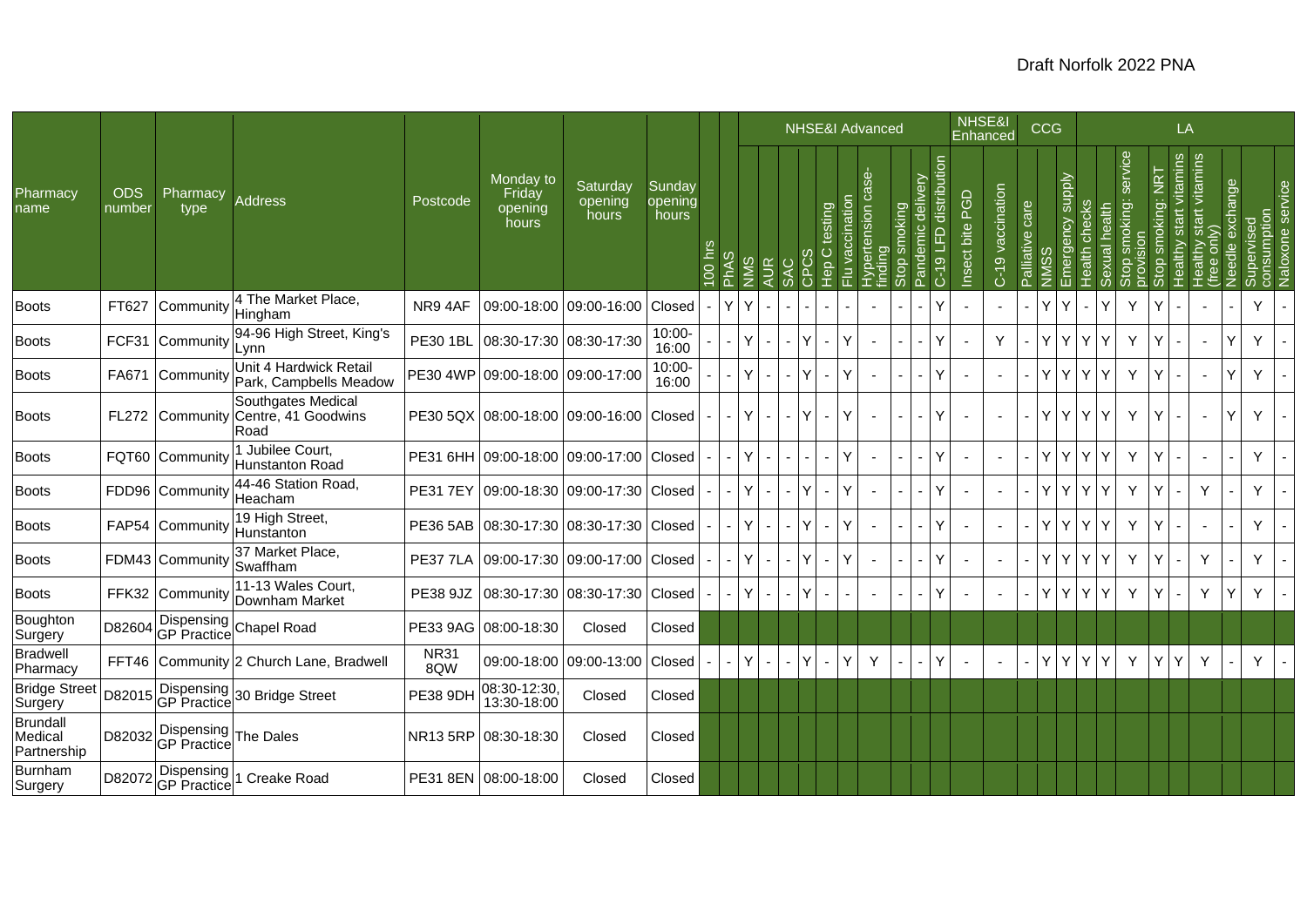| Pharmacy name | ODS number | Pharmacy type | Address | Postcode | Monday to Friday opening hours | Saturday opening hours | Sunday opening hours | | | NHSE&I Advanced | | | | | | | | | | NHSE&I Enhanced | | CCG | | | LA | | | | | | | | |
|---|---|---|---|---|---|---|---|---|---|---|---|---|---|---|---|---|---|---|---|---|---|---|---|---|---|---|---|---|---|---|---|---|---|
| | | | | | | | | 100 hrs | PhAS | NMS | AUR | SAC | CPCS | Hep C testing | Flu vaccination | Hypertension case-finding | Stop smoking | Pandemic delivery | C-19 LFD distribution | Insect bite PGD | C-19 vaccination | Palliative care | NMSS | Emergency supply | Health checks | Sexual health | Stop smoking: service provision | Stop smoking: NRT | Healthy start vitamins | Healthy start vitamins (free only) | Needle exchange | Supervised consumption | Naloxone service |
| Boots | FT627 | Community | 4 The Market Place, Hingham | NR9 4AF | 09:00-18:00 | 09:00-16:00 | Closed | - | Y | Y | - | - | - | - | - | - | - | - | Y | - | - | - | Y | Y | - | Y | Y | Y | - | - | - | Y | - |
| Boots | FCF31 | Community | 94-96 High Street, King's Lynn | PE30 1BL | 08:30-17:30 | 08:30-17:30 | 10:00-16:00 | - | - | Y | - | - | Y | - | Y | - | - | - | Y | - | Y | - | Y | Y | Y | Y | Y | Y | - | - | Y | Y | - |
| Boots | FA671 | Community | Unit 4 Hardwick Retail Park, Campbells Meadow | PE30 4WP | 09:00-18:00 | 09:00-17:00 | 10:00-16:00 | - | - | Y | - | - | Y | - | Y | - | - | - | Y | - | - | - | Y | Y | Y | Y | Y | Y | - | - | Y | Y | - |
| Boots | FL272 | Community | Southgates Medical Centre, 41 Goodwins Road | PE30 5QX | 08:00-18:00 | 09:00-16:00 | Closed | - | - | Y | - | - | Y | - | Y | - | - | - | Y | - | - | - | Y | Y | Y | Y | Y | Y | - | - | Y | Y | - |
| Boots | FQT60 | Community | 1 Jubilee Court, Hunstanton Road | PE31 6HH | 09:00-18:00 | 09:00-17:00 | Closed | - | - | Y | - | - | - | - | Y | - | - | - | Y | - | - | - | Y | Y | Y | Y | Y | Y | - | - | - | Y | - |
| Boots | FDD96 | Community | 44-46 Station Road, Heacham | PE31 7EY | 09:00-18:30 | 09:00-17:30 | Closed | - | - | Y | - | - | Y | - | Y | - | - | - | Y | - | - | - | Y | Y | Y | Y | Y | Y | - | Y | - | Y | - |
| Boots | FAP54 | Community | 19 High Street, Hunstanton | PE36 5AB | 08:30-17:30 | 08:30-17:30 | Closed | - | - | Y | - | - | Y | - | Y | - | - | - | Y | - | - | - | Y | Y | Y | Y | Y | Y | - | - | - | Y | - |
| Boots | FDM43 | Community | 37 Market Place, Swaffham | PE37 7LA | 09:00-17:30 | 09:00-17:00 | Closed | - | - | Y | - | - | Y | - | Y | - | - | - | Y | - | - | - | Y | Y | Y | Y | Y | Y | - | Y | - | Y | - |
| Boots | FFK32 | Community | 11-13 Wales Court, Downham Market | PE38 9JZ | 08:30-17:30 | 08:30-17:30 | Closed | - | - | Y | - | - | Y | - | - | - | - | - | Y | - | - | - | Y | Y | Y | Y | Y | Y | - | Y | Y | Y | - |
| Boughton Surgery | D82604 | Dispensing GP Practice | Chapel Road | PE33 9AG | 08:00-18:30 | Closed | Closed | | | | | | | | | | | | | | | | | | | | | | | | | | |
| Bradwell Pharmacy | FFT46 | Community | 2 Church Lane, Bradwell | NR31 8QW | 09:00-18:00 | 09:00-13:00 | Closed | - | - | Y | - | - | Y | - | Y | Y | - | - | Y | - | - | - | Y | Y | Y | Y | Y | Y | Y | Y | - | Y | - |
| Bridge Street Surgery | D82015 | Dispensing GP Practice | 30 Bridge Street | PE38 9DH | 08:30-12:30, 13:30-18:00 | Closed | Closed | | | | | | | | | | | | | | | | | | | | | | | | | | |
| Brundall Medical Partnership | D82032 | Dispensing GP Practice | The Dales | NR13 5RP | 08:30-18:30 | Closed | Closed | | | | | | | | | | | | | | | | | | | | | | | | | | |
| Burnham Surgery | D82072 | Dispensing GP Practice | 1 Creake Road | PE31 8EN | 08:00-18:00 | Closed | Closed | | | | | | | | | | | | | | | | | | | | | | | | | | |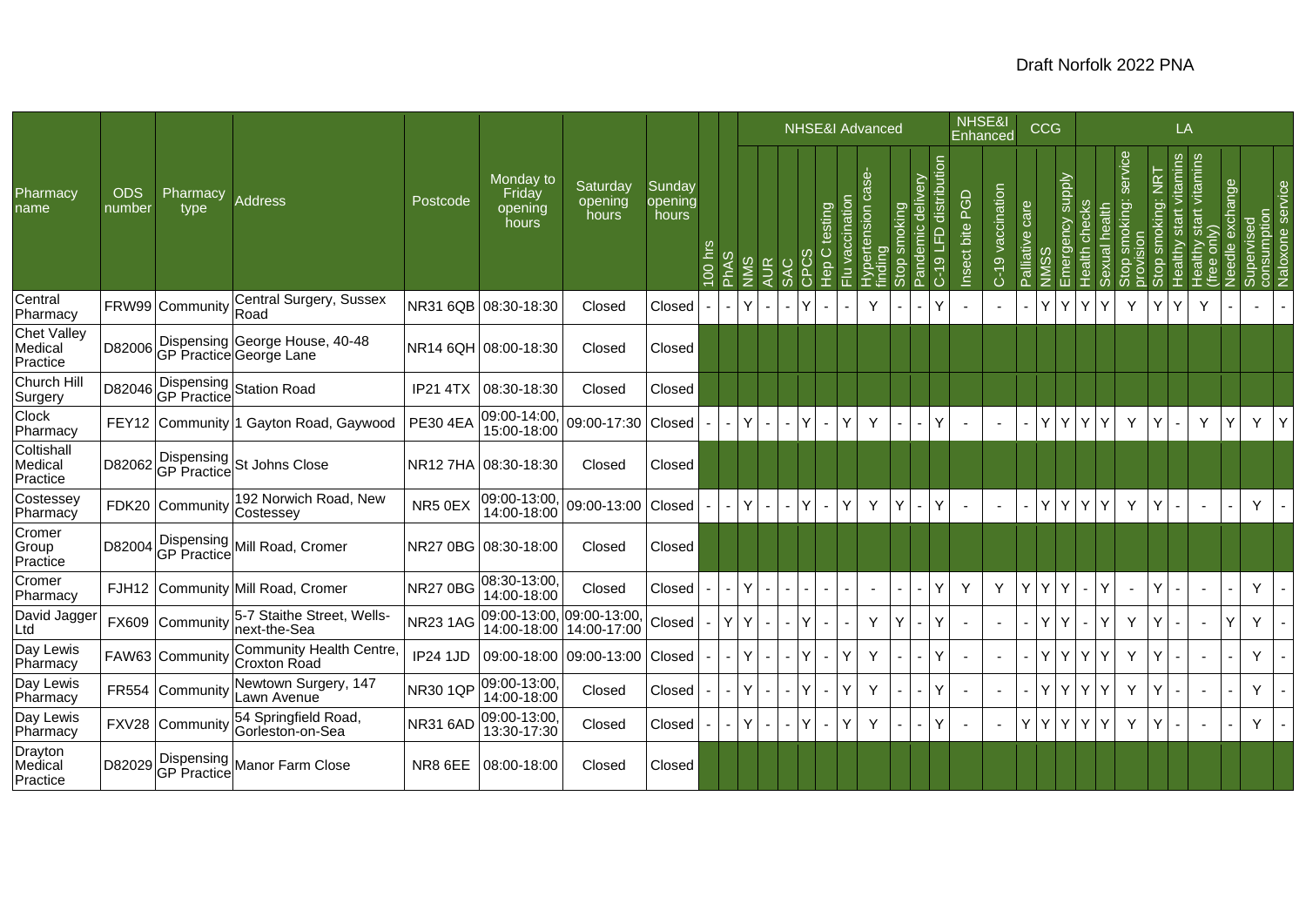| Pharmacy name | ODS number | Pharmacy type | Address | Postcode | Monday to Friday opening hours | Saturday opening hours | Sunday opening hours | | | NHSE&I Advanced | | | | | | | | | | NHSE&I Enhanced | | CCG | | | LA | | | | | | | | |
|---|---|---|---|---|---|---|---|---|---|---|---|---|---|---|---|---|---|---|---|---|---|---|---|---|---|---|---|---|---|---|---|---|---|
| | | | | | | | | 100 hrs | PhAS | NMS | AUR | SAC | CPCS | Hep C testing | Flu vaccination | Hypertension case-finding | Stop smoking | Pandemic delivery | C-19 LFD distribution | Insect bite PGD | C-19 vaccination | Palliative care | NMSS | Emergency supply | Health checks | Sexual health | Stop smoking: service provision | Stop smoking: NRT | Healthy start vitamins | Healthy start vitamins (free only) | Needle exchange | Supervised consumption | Naloxone service |
| Central Pharmacy | FRW99 | Community | Central Surgery, Sussex Road | NR31 6QB | 08:30-18:30 | Closed | Closed | - | - | Y | - | - | Y | - | - | Y | - | - | Y | - | - | - | Y | Y | Y | Y | Y | Y | Y | Y | - | - | - |
| Chet Valley Medical Practice | D82006 | Dispensing GP Practice | George House, 40-48 George Lane | NR14 6QH | 08:00-18:30 | Closed | Closed | | | | | | | | | | | | | | | | | | | | | | | | | | |
| Church Hill Surgery | D82046 | Dispensing GP Practice | Station Road | IP21 4TX | 08:30-18:30 | Closed | Closed | | | | | | | | | | | | | | | | | | | | | | | | | | |
| Clock Pharmacy | FEY12 | Community | 1 Gayton Road, Gaywood | PE30 4EA | 09:00-14:00, 15:00-18:00 | 09:00-17:30 | Closed | - | - | Y | - | - | Y | - | Y | Y | - | - | Y | - | - | - | Y | Y | Y | Y | Y | Y | - | Y | Y | Y | Y |
| Coltishall Medical Practice | D82062 | Dispensing GP Practice | St Johns Close | NR12 7HA | 08:30-18:30 | Closed | Closed | | | | | | | | | | | | | | | | | | | | | | | | | | |
| Costessey Pharmacy | FDK20 | Community | 192 Norwich Road, New Costessey | NR5 0EX | 09:00-13:00, 14:00-18:00 | 09:00-13:00 | Closed | - | - | Y | - | - | Y | - | Y | Y | Y | - | Y | - | - | - | Y | Y | Y | Y | Y | Y | - | - | - | Y | - |
| Cromer Group Practice | D82004 | Dispensing GP Practice | Mill Road, Cromer | NR27 0BG | 08:30-18:00 | Closed | Closed | | | | | | | | | | | | | | | | | | | | | | | | | | |
| Cromer Pharmacy | FJH12 | Community | Mill Road, Cromer | NR27 0BG | 08:30-13:00, 14:00-18:00 | Closed | Closed | - | - | Y | - | - | - | - | - | - | - | - | Y | Y | Y | Y | Y | Y | - | Y | - | Y | - | - | - | Y | - |
| David Jagger Ltd | FX609 | Community | 5-7 Staithe Street, Wells-next-the-Sea | NR23 1AG | 09:00-13:00, 14:00-18:00 | 09:00-13:00, 14:00-17:00 | Closed | - | Y | Y | - | - | Y | - | - | Y | Y | - | Y | - | - | - | Y | Y | - | Y | Y | Y | - | - | Y | Y | - |
| Day Lewis Pharmacy | FAW63 | Community | Community Health Centre, Croxton Road | IP24 1JD | 09:00-18:00 | 09:00-13:00 | Closed | - | - | Y | - | - | Y | - | Y | Y | - | - | Y | - | - | - | Y | Y | Y | Y | Y | Y | - | - | - | Y | - |
| Day Lewis Pharmacy | FR554 | Community | Newtown Surgery, 147 Lawn Avenue | NR30 1QP | 09:00-13:00, 14:00-18:00 | Closed | Closed | - | - | Y | - | - | Y | - | Y | Y | - | - | Y | - | - | - | Y | Y | Y | Y | Y | Y | - | - | - | Y | - |
| Day Lewis Pharmacy | FXV28 | Community | 54 Springfield Road, Gorleston-on-Sea | NR31 6AD | 09:00-13:00, 13:30-17:30 | Closed | Closed | - | - | Y | - | - | Y | - | Y | Y | - | - | Y | - | - | Y | Y | Y | Y | Y | Y | Y | - | - | - | Y | - |
| Drayton Medical Practice | D82029 | Dispensing GP Practice | Manor Farm Close | NR8 6EE | 08:00-18:00 | Closed | Closed | | | | | | | | | | | | | | | | | | | | | | | | | | |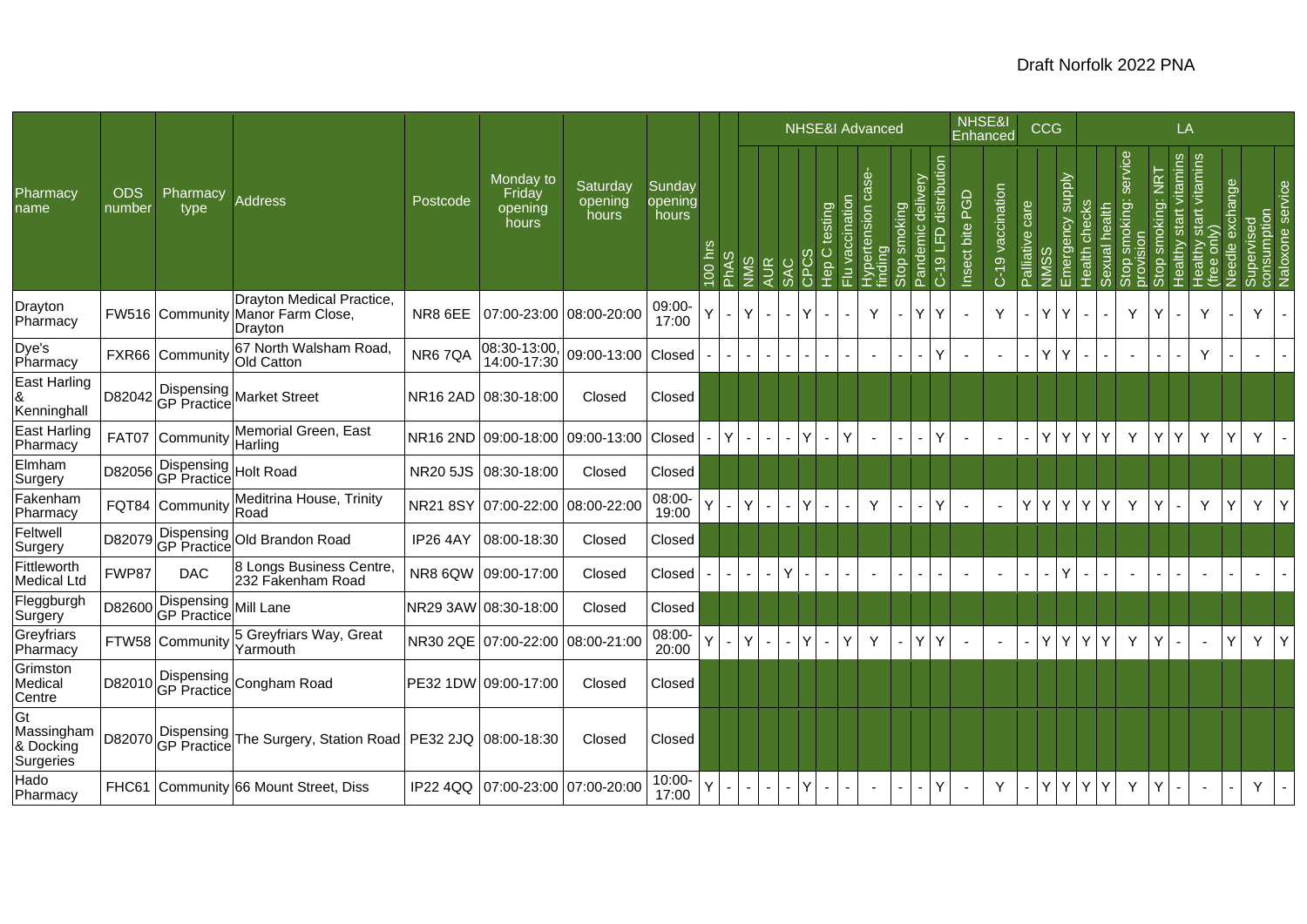| Pharmacy name | ODS number | Pharmacy type | Address | Postcode | Monday to Friday opening hours | Saturday opening hours | Sunday opening hours | | | NHSE&I Advanced | | | | | | | | | | NHSE&I Enhanced | | CCG | | | LA | | | | | | | | |
|---|---|---|---|---|---|---|---|---|---|---|---|---|---|---|---|---|---|---|---|---|---|---|---|---|---|---|---|---|---|---|---|---|---|
| | | | | | | | | 100 hrs | PhAS | NMS | AUR | SAC | CPCS | Hep C testing | Flu vaccination | Hypertension case-finding | Stop smoking | Pandemic delivery | C-19 LFD distribution | Insect bite PGD | C-19 vaccination | Palliative care | NMSS | Emergency supply | Health checks | Sexual health | Stop smoking: service provision | Stop smoking: NRT | Healthy start vitamins | Healthy start vitamins (free only) | Needle exchange | Supervised consumption | Naloxone service |
| Drayton Pharmacy | FW516 | Community | Drayton Medical Practice, Manor Farm Close, Drayton | NR8 6EE | 07:00-23:00 | 08:00-20:00 | 09:00-17:00 | Y | - | Y | - | - | Y | - | - | Y | - | Y | Y | - | Y | - | Y | Y | - | - | Y | Y | - | Y | - | Y | - |
| Dye's Pharmacy | FXR66 | Community | 67 North Walsham Road, Old Catton | NR6 7QA | 08:30-13:00, 14:00-17:30 | 09:00-13:00 | Closed | - | - | - | - | - | - | - | - | - | - | - | Y | - | - | - | Y | Y | - | - | - | - | - | Y | - | - | - |
| East Harling & Kenninghall | D82042 | Dispensing GP Practice | Market Street | NR16 2AD | 08:30-18:00 | Closed | Closed | | | | | | | | | | | | | | | | | | | | | | | | | | |
| East Harling Pharmacy | FAT07 | Community | Memorial Green, East Harling | NR16 2ND | 09:00-18:00 | 09:00-13:00 | Closed | - | Y | - | - | - | Y | - | Y | - | - | - | Y | - | - | - | Y | Y | Y | Y | Y | Y | Y | Y | Y | Y | - |
| Elmham Surgery | D82056 | Dispensing GP Practice | Holt Road | NR20 5JS | 08:30-18:00 | Closed | Closed | | | | | | | | | | | | | | | | | | | | | | | | | | |
| Fakenham Pharmacy | FQT84 | Community | Meditrina House, Trinity Road | NR21 8SY | 07:00-22:00 | 08:00-22:00 | 08:00-19:00 | Y | - | Y | - | - | Y | - | - | Y | - | - | Y | - | - | Y | Y | Y | Y | Y | Y | Y | - | Y | Y | Y | Y |
| Feltwell Surgery | D82079 | Dispensing GP Practice | Old Brandon Road | IP26 4AY | 08:00-18:30 | Closed | Closed | | | | | | | | | | | | | | | | | | | | | | | | | | |
| Fittleworth Medical Ltd | FWP87 | DAC | 8 Longs Business Centre, 232 Fakenham Road | NR8 6QW | 09:00-17:00 | Closed | Closed | - | - | - | - | Y | - | - | - | - | - | - | - | - | - | - | - | Y | - | - | - | - | - | - | - | - | - |
| Fleggburgh Surgery | D82600 | Dispensing GP Practice | Mill Lane | NR29 3AW | 08:30-18:00 | Closed | Closed | | | | | | | | | | | | | | | | | | | | | | | | | | |
| Greyfriars Pharmacy | FTW58 | Community | 5 Greyfriars Way, Great Yarmouth | NR30 2QE | 07:00-22:00 | 08:00-21:00 | 08:00-20:00 | Y | - | Y | - | - | Y | - | Y | Y | - | Y | Y | - | - | - | Y | Y | Y | Y | Y | Y | - | - | Y | Y | Y |
| Grimston Medical Centre | D82010 | Dispensing GP Practice | Congham Road | PE32 1DW | 09:00-17:00 | Closed | Closed | | | | | | | | | | | | | | | | | | | | | | | | | | |
| Gt Massingham & Docking Surgeries | D82070 | Dispensing GP Practice | The Surgery, Station Road | PE32 2JQ | 08:00-18:30 | Closed | Closed | | | | | | | | | | | | | | | | | | | | | | | | | | |
| Hado Pharmacy | FHC61 | Community | 66 Mount Street, Diss | IP22 4QQ | 07:00-23:00 | 07:00-20:00 | 10:00-17:00 | Y | - | - | - | - | Y | - | - | - | - | - | Y | - | Y | - | Y | Y | Y | Y | Y | Y | - | - | - | Y | - |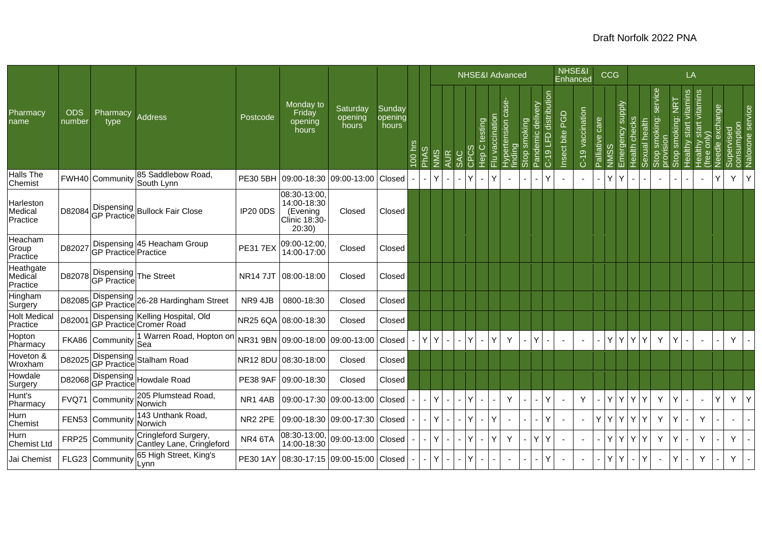| Pharmacy name | ODS number | Pharmacy type | Address | Postcode | Monday to Friday opening hours | Saturday opening hours | Sunday opening hours | | | NHSE&I Advanced | | | | | | | | | | NHSE&I Enhanced | | CCG | | | LA | | | | | | | | |
|---|---|---|---|---|---|---|---|---|---|---|---|---|---|---|---|---|---|---|---|---|---|---|---|---|---|---|---|---|---|---|---|---|---|
| | | | | | | | | 100 hrs | PhAS | NMS | AUR | SAC | CPCS | Hep C testing | Flu vaccination | Hypertension case-finding | Stop smoking | Pandemic delivery | C-19 LFD distribution | Insect bite PGD | C-19 vaccination | Palliative care | NMSS | Emergency supply | Health checks | Sexual health | Stop smoking: service provision | Stop smoking: NRT | Healthy start vitamins | Healthy start vitamins (free only) | Needle exchange | Supervised consumption | Naloxone service |
| Halls The Chemist | FWH40 | Community | 85 Saddlebow Road, South Lynn | PE30 5BH | 09:00-18:30 | 09:00-13:00 | Closed | - | - | Y | - | - | Y | - | Y | - | - | - | Y | - | - | - | Y | Y | - | - | - | - | - | - | Y | Y | Y |
| Harleston Medical Practice | D82084 | Dispensing GP Practice | Bullock Fair Close | IP20 0DS | 08:30-13:00, 14:00-18:30 (Evening Clinic 18:30-20:30) | Closed | Closed | | | | | | | | | | | | | | | | | | | | | | | | | | |
| Heacham Group Practice | D82027 | Dispensing GP Practice | 45 Heacham Group Practice | PE31 7EX | 09:00-12:00, 14:00-17:00 | Closed | Closed | | | | | | | | | | | | | | | | | | | | | | | | | | |
| Heathgate Medical Practice | D82078 | Dispensing GP Practice | The Street | NR14 7JT | 08:00-18:00 | Closed | Closed | | | | | | | | | | | | | | | | | | | | | | | | | | |
| Hingham Surgery | D82085 | Dispensing GP Practice | 26-28 Hardingham Street | NR9 4JB | 0800-18:30 | Closed | Closed | | | | | | | | | | | | | | | | | | | | | | | | | | |
| Holt Medical Practice | D82001 | Dispensing GP Practice | Kelling Hospital, Old Cromer Road | NR25 6QA | 08:00-18:30 | Closed | Closed | | | | | | | | | | | | | | | | | | | | | | | | | | |
| Hopton Pharmacy | FKA86 | Community | 1 Warren Road, Hopton on Sea | NR31 9BN | 09:00-18:00 | 09:00-13:00 | Closed | - | Y | Y | - | - | Y | - | Y | Y | - | Y | - | - | - | - | Y | Y | Y | Y | Y | Y | - | - | - | Y | - |
| Hoveton & Wroxham | D82025 | Dispensing GP Practice | Stalham Road | NR12 8DU | 08:30-18:00 | Closed | Closed | | | | | | | | | | | | | | | | | | | | | | | | | | |
| Howdale Surgery | D82068 | Dispensing GP Practice | Howdale Road | PE38 9AF | 09:00-18:30 | Closed | Closed | | | | | | | | | | | | | | | | | | | | | | | | | | |
| Hunt's Pharmacy | FVQ71 | Community | 205 Plumstead Road, Norwich | NR1 4AB | 09:00-17:30 | 09:00-13:00 | Closed | - | - | Y | - | - | Y | - | - | Y | - | - | Y | - | Y | - | Y | Y | Y | Y | Y | Y | - | - | Y | Y | Y |
| Hurn Chemist | FEN53 | Community | 143 Unthank Road, Norwich | NR2 2PE | 09:00-18:30 | 09:00-17:30 | Closed | - | - | Y | - | - | Y | - | Y | - | - | - | Y | - | - | Y | Y | Y | Y | Y | Y | Y | - | Y | - | - | - |
| Hurn Chemist Ltd | FRP25 | Community | Cringleford Surgery, Cantley Lane, Cringleford | NR4 6TA | 08:30-13:00, 14:00-18:30 | 09:00-13:00 | Closed | - | - | Y | - | - | Y | - | Y | Y | - | Y | Y | - | - | - | Y | Y | Y | Y | Y | Y | - | Y | - | Y | - |
| Jai Chemist | FLG23 | Community | 65 High Street, King's Lynn | PE30 1AY | 08:30-17:15 | 09:00-15:00 | Closed | - | - | Y | - | - | Y | - | - | - | - | - | Y | - | - | - | Y | Y | - | Y | - | Y | - | Y | - | Y | - |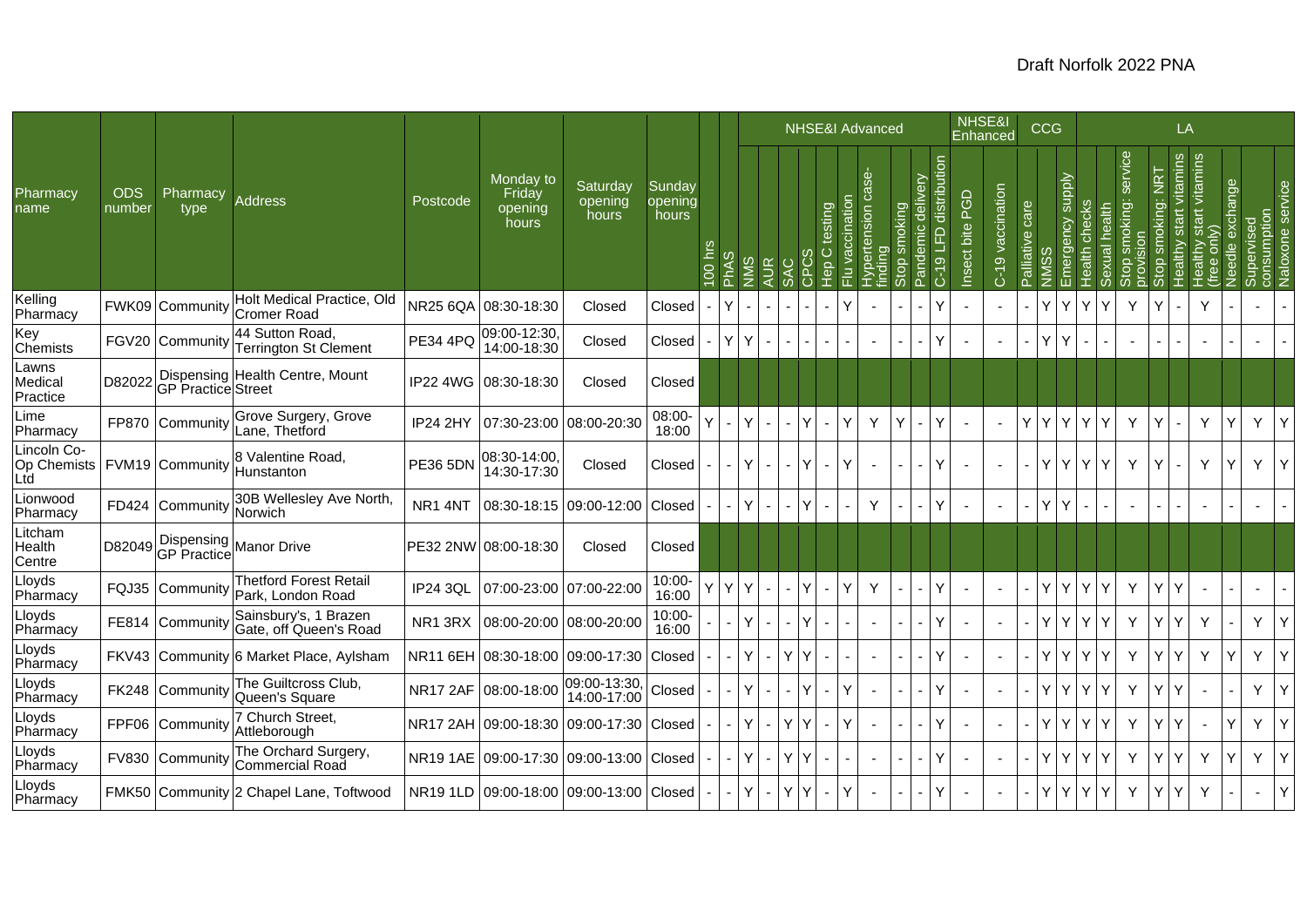| Pharmacy name | ODS number | Pharmacy type | Address | Postcode | Monday to Friday opening hours | Saturday opening hours | Sunday opening hours | | | NHSE&I Advanced | | | | | | | | | | NHSE&I Enhanced | | CCG | | | LA | | | | | | | |
|---|---|---|---|---|---|---|---|---|---|---|---|---|---|---|---|---|---|---|---|---|---|---|---|---|---|---|---|---|---|---|---|---|---|
| | | | | | | | | 100 hrs | PhAS | NMS | AUR | SAC | CPCS | Hep C testing | Flu vaccination | Hypertension case-finding | Stop smoking | Pandemic delivery | C-19 LFD distribution | Insect bite PGD | C-19 vaccination | Palliative care | NMSS | Emergency supply | Health checks | Sexual health | Stop smoking: service provision | Stop smoking: NRT | Healthy start vitamins | Healthy start vitamins (free only) | Needle exchange | Supervised consumption | Naloxone service |
| Kelling Pharmacy | FWK09 | Community | Holt Medical Practice, Old Cromer Road | NR25 6QA | 08:30-18:30 | Closed | Closed | - | Y | - | - | - | - | - | Y | - | - | - | Y | - | - | - | Y | Y | Y | Y | Y | Y | - | Y | - | - | - |
| Key Chemists | FGV20 | Community | 44 Sutton Road, Terrington St Clement | PE34 4PQ | 09:00-12:30, 14:00-18:30 | Closed | Closed | - | Y | Y | - | - | - | - | - | - | - | - | Y | - | - | - | Y | Y | - | - | - | - | - | - | - | - | - |
| Lawns Medical Practice | D82022 | Dispensing GP Practice | Health Centre, Mount Street | IP22 4WG | 08:30-18:30 | Closed | Closed | | | | | | | | | | | | | | | | | | | | | | | | | | |
| Lime Pharmacy | FP870 | Community | Grove Surgery, Grove Lane, Thetford | IP24 2HY | 07:30-23:00 | 08:00-20:30 | 08:00-18:00 | Y | - | Y | - | - | Y | - | Y | Y | Y | - | Y | - | - | Y | Y | Y | Y | Y | Y | Y | - | Y | Y | Y | Y |
| Lincoln Co-Op Chemists Ltd | FVM19 | Community | 8 Valentine Road, Hunstanton | PE36 5DN | 08:30-14:00, 14:30-17:30 | Closed | Closed | - | - | Y | - | - | Y | - | Y | - | - | - | Y | - | - | - | Y | Y | Y | Y | Y | Y | - | Y | Y | Y | Y |
| Lionwood Pharmacy | FD424 | Community | 30B Wellesley Ave North, Norwich | NR1 4NT | 08:30-18:15 | 09:00-12:00 | Closed | - | - | Y | - | - | Y | - | - | Y | - | - | Y | - | - | - | Y | Y | - | - | - | - | - | - | - | - | - |
| Litcham Health Centre | D82049 | Dispensing GP Practice | Manor Drive | PE32 2NW | 08:00-18:30 | Closed | Closed | | | | | | | | | | | | | | | | | | | | | | | | | | |
| Lloyds Pharmacy | FQJ35 | Community | Thetford Forest Retail Park, London Road | IP24 3QL | 07:00-23:00 | 07:00-22:00 | 10:00-16:00 | Y | Y | Y | - | - | Y | - | Y | Y | - | - | Y | - | - | - | Y | Y | Y | Y | Y | Y | Y | - | - | - | - |
| Lloyds Pharmacy | FE814 | Community | Sainsbury's, 1 Brazen Gate, off Queen's Road | NR1 3RX | 08:00-20:00 | 08:00-20:00 | 10:00-16:00 | - | - | Y | - | - | Y | - | - | - | - | - | Y | - | - | - | Y | Y | Y | Y | Y | Y | Y | Y | - | Y | Y |
| Lloyds Pharmacy | FKV43 | Community | 6 Market Place, Aylsham | NR11 6EH | 08:30-18:00 | 09:00-17:30 | Closed | - | - | Y | - | Y | Y | - | - | - | - | - | Y | - | - | - | Y | Y | Y | Y | Y | Y | Y | Y | Y | Y | Y |
| Lloyds Pharmacy | FK248 | Community | The Guiltcross Club, Queen's Square | NR17 2AF | 08:00-18:00 | 09:00-13:30, 14:00-17:00 | Closed | - | - | Y | - | - | Y | - | Y | - | - | - | Y | - | - | - | Y | Y | Y | Y | Y | Y | Y | - | - | Y | Y |
| Lloyds Pharmacy | FPF06 | Community | 7 Church Street, Attleborough | NR17 2AH | 09:00-18:30 | 09:00-17:30 | Closed | - | - | Y | - | Y | Y | - | Y | - | - | - | Y | - | - | - | Y | Y | Y | Y | Y | Y | Y | - | Y | Y | Y |
| Lloyds Pharmacy | FV830 | Community | The Orchard Surgery, Commercial Road | NR19 1AE | 09:00-17:30 | 09:00-13:00 | Closed | - | - | Y | - | Y | Y | - | - | - | - | - | Y | - | - | - | Y | Y | Y | Y | Y | Y | Y | Y | Y | Y | Y |
| Lloyds Pharmacy | FMK50 | Community | 2 Chapel Lane, Toftwood | NR19 1LD | 09:00-18:00 | 09:00-13:00 | Closed | - | - | Y | - | Y | Y | - | Y | - | - | - | Y | - | - | - | Y | Y | Y | Y | Y | Y | Y | Y | - | - | Y |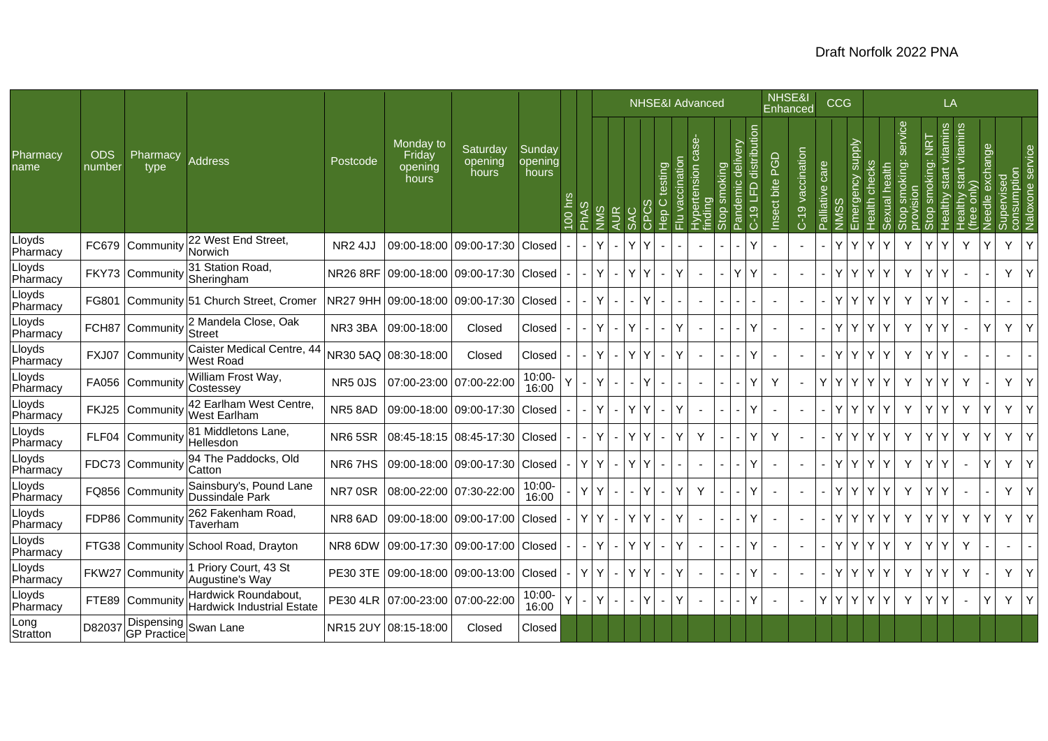| Pharmacy name | ODS number | Pharmacy type | Address | Postcode | Monday to Friday opening hours | Saturday opening hours | Sunday opening hours | 100 hrs | PhAS | NHSE&I Advanced | | | | | | | | | | NHSE&I Enhanced | | CCG | | | LA | | | | | | | | |
|---|---|---|---|---|---|---|---|---|---|---|---|---|---|---|---|---|---|---|---|---|---|---|---|---|---|---|---|---|---|---|---|---|---|
| | | | | | | | | | | NMS | AUR | SAC | CPCS | Hep C testing | Flu vaccination | Hypertension case-finding | Stop smoking | Pandemic delivery | C-19 LFD distribution | Insect bite PGD | C-19 vaccination | Palliative care | NMSS | Emergency supply | Health checks | Sexual health | Stop smoking: service provision | Stop smoking: NRT | Healthy start vitamins | Healthy start vitamins (free only) | Needle exchange | Supervised consumption | Naloxone service |
| Lloyds Pharmacy | FC679 | Community | 22 West End Street, Norwich | NR2 4JJ | 09:00-18:00 | 09:00-17:30 | Closed | - | - | Y | - | Y | Y | - | - | - | - | - | Y | - | - | - | Y | Y | Y | Y | Y | Y | Y | Y | Y | Y | Y |
| Lloyds Pharmacy | FKY73 | Community | 31 Station Road, Sheringham | NR26 8RF | 09:00-18:00 | 09:00-17:30 | Closed | - | - | Y | - | Y | Y | - | Y | - | - | Y | Y | - | - | - | Y | Y | Y | Y | Y | Y | Y | - | - | Y | Y |
| Lloyds Pharmacy | FG801 | Community | 51 Church Street, Cromer | NR27 9HH | 09:00-18:00 | 09:00-17:30 | Closed | - | - | Y | - | - | Y | - | - | - | - | - | - | - | - | - | Y | Y | Y | Y | Y | Y | Y | - | - | - | - |
| Lloyds Pharmacy | FCH87 | Community | 2 Mandela Close, Oak Street | NR3 3BA | 09:00-18:00 | Closed | Closed | - | - | Y | - | Y | - | - | Y | - | - | - | Y | - | - | - | Y | Y | Y | Y | Y | Y | Y | - | Y | Y | Y |
| Lloyds Pharmacy | FXJ07 | Community | Caister Medical Centre, 44 West Road | NR30 5AQ | 08:30-18:00 | Closed | Closed | - | - | Y | - | Y | Y | - | Y | - | - | - | Y | - | - | - | Y | Y | Y | Y | Y | Y | Y | - | - | - | - |
| Lloyds Pharmacy | FA056 | Community | William Frost Way, Costessey | NR5 0JS | 07:00-23:00 | 07:00-22:00 | 10:00-16:00 | Y | - | Y | - | - | Y | - | - | - | - | - | Y | Y | - | Y | Y | Y | Y | Y | Y | Y | Y | Y | - | Y | Y |
| Lloyds Pharmacy | FKJ25 | Community | 42 Earlham West Centre, West Earlham | NR5 8AD | 09:00-18:00 | 09:00-17:30 | Closed | - | - | Y | - | Y | Y | - | Y | - | - | - | Y | - | - | - | Y | Y | Y | Y | Y | Y | Y | Y | Y | Y | Y |
| Lloyds Pharmacy | FLF04 | Community | 81 Middletons Lane, Hellesdon | NR6 5SR | 08:45-18:15 | 08:45-17:30 | Closed | - | - | Y | - | Y | Y | - | Y | Y | - | - | Y | Y | - | - | Y | Y | Y | Y | Y | Y | Y | Y | Y | Y | Y |
| Lloyds Pharmacy | FDC73 | Community | 94 The Paddocks, Old Catton | NR6 7HS | 09:00-18:00 | 09:00-17:30 | Closed | - | Y | Y | - | Y | Y | - | - | - | - | - | Y | - | - | - | Y | Y | Y | Y | Y | Y | Y | - | Y | Y | Y |
| Lloyds Pharmacy | FQ856 | Community | Sainsbury's, Pound Lane Dussindale Park | NR7 0SR | 08:00-22:00 | 07:30-22:00 | 10:00-16:00 | - | Y | Y | - | - | Y | - | Y | Y | - | - | Y | - | - | - | Y | Y | Y | Y | Y | Y | Y | - | - | Y | Y |
| Lloyds Pharmacy | FDP86 | Community | 262 Fakenham Road, Taverham | NR8 6AD | 09:00-18:00 | 09:00-17:00 | Closed | - | Y | Y | - | Y | Y | - | Y | - | - | - | Y | - | - | - | Y | Y | Y | Y | Y | Y | Y | Y | Y | Y | Y |
| Lloyds Pharmacy | FTG38 | Community | School Road, Drayton | NR8 6DW | 09:00-17:30 | 09:00-17:00 | Closed | - | - | Y | - | Y | Y | - | Y | - | - | - | Y | - | - | - | Y | Y | Y | Y | Y | Y | Y | Y | - | - | - |
| Lloyds Pharmacy | FKW27 | Community | 1 Priory Court, 43 St Augustine's Way | PE30 3TE | 09:00-18:00 | 09:00-13:00 | Closed | - | Y | Y | - | Y | Y | - | Y | - | - | - | Y | - | - | - | Y | Y | Y | Y | Y | Y | Y | Y | - | Y | Y |
| Lloyds Pharmacy | FTE89 | Community | Hardwick Roundabout, Hardwick Industrial Estate | PE30 4LR | 07:00-23:00 | 07:00-22:00 | 10:00-16:00 | Y | - | Y | - | - | Y | - | Y | - | - | - | Y | - | - | Y | Y | Y | Y | Y | Y | Y | Y | - | Y | Y | Y |
| Long Stratton | D82037 | Dispensing GP Practice | Swan Lane | NR15 2UY | 08:15-18:00 | Closed | Closed | | | | | | | | | | | | | | | | | | | | | | | | | | |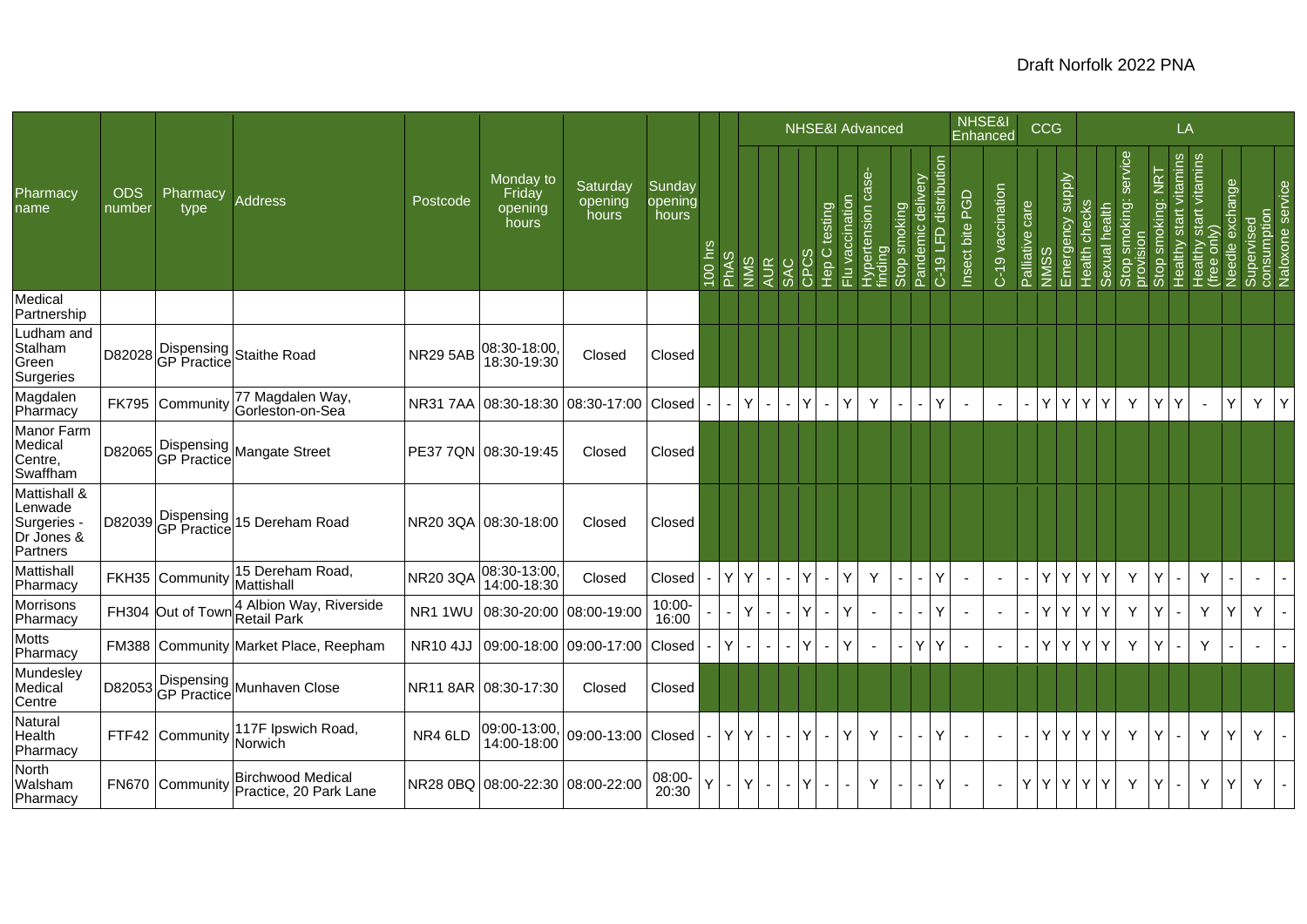| Pharmacy name | ODS number | Pharmacy type | Address | Postcode | Monday to Friday opening hours | Saturday opening hours | Sunday opening hours | | | NHSE&I Advanced | | | | | | | | | | NHSE&I Enhanced | | CCG | | | LA | | | | | | | | |
|---|---|---|---|---|---|---|---|---|---|---|---|---|---|---|---|---|---|---|---|---|---|---|---|---|---|---|---|---|---|---|---|---|---|
| | | | | | | | | 100 hrs | PhAS | NMS | AUR | SAC | CPCS | Hep C testing | Flu vaccination | Hypertension case-finding | Stop smoking | Pandemic delivery | C-19 LFD distribution | Insect bite PGD | C-19 vaccination | Palliative care | NMSS | Emergency supply | Health checks | Sexual health | Stop smoking: service provision | Stop smoking: NRT | Healthy start vitamins | Healthy start vitamins (free only) | Needle exchange | Supervised consumption | Naloxone service |
| Medical Partnership | | | | | | | | | | | | | | | | | | | | | | | | | | | | | | | | | |
| Ludham and Stalham Green Surgeries | D82028 | Dispensing GP Practice | Staithe Road | NR29 5AB | 08:30-18:00, 18:30-19:30 | Closed | Closed | | | | | | | | | | | | | | | | | | | | | | | | | | |
| Magdalen Pharmacy | FK795 | Community | 77 Magdalen Way, Gorleston-on-Sea | NR31 7AA | 08:30-18:30 | 08:30-17:00 | Closed | - | - | Y | - | - | Y | - | Y | Y | - | - | Y | - | - | - | Y | Y | Y | Y | Y | Y | Y | - | Y | Y | Y |
| Manor Farm Medical Centre, Swaffham | D82065 | Dispensing GP Practice | Mangate Street | PE37 7QN | 08:30-19:45 | Closed | Closed | | | | | | | | | | | | | | | | | | | | | | | | | | |
| Mattishall & Lenwade Surgeries - Dr Jones & Partners | D82039 | Dispensing GP Practice | 15 Dereham Road | NR20 3QA | 08:30-18:00 | Closed | Closed | | | | | | | | | | | | | | | | | | | | | | | | | | |
| Mattishall Pharmacy | FKH35 | Community | 15 Dereham Road, Mattishall | NR20 3QA | 08:30-13:00, 14:00-18:30 | Closed | Closed | - | Y | Y | - | - | Y | - | Y | Y | - | - | Y | - | - | - | Y | Y | Y | Y | Y | Y | - | Y | - | - | - |
| Morrisons Pharmacy | FH304 | Out of Town | 4 Albion Way, Riverside Retail Park | NR1 1WU | 08:30-20:00 | 08:00-19:00 | 10:00-16:00 | - | - | Y | - | - | Y | - | Y | - | - | - | Y | - | - | - | Y | Y | Y | Y | Y | Y | - | Y | Y | Y | - |
| Motts Pharmacy | FM388 | Community | Market Place, Reepham | NR10 4JJ | 09:00-18:00 | 09:00-17:00 | Closed | - | Y | - | - | - | Y | - | Y | - | - | Y | Y | - | - | - | Y | Y | Y | Y | Y | Y | - | Y | - | - | - |
| Mundesley Medical Centre | D82053 | Dispensing GP Practice | Munhaven Close | NR11 8AR | 08:30-17:30 | Closed | Closed | | | | | | | | | | | | | | | | | | | | | | | | | | |
| Natural Health Pharmacy | FTF42 | Community | 117F Ipswich Road, Norwich | NR4 6LD | 09:00-13:00, 14:00-18:00 | 09:00-13:00 | Closed | - | Y | Y | - | - | Y | - | Y | Y | - | - | Y | - | - | - | Y | Y | Y | Y | Y | Y | - | Y | Y | Y | - |
| North Walsham Pharmacy | FN670 | Community | Birchwood Medical Practice, 20 Park Lane | NR28 0BQ | 08:00-22:30 | 08:00-22:00 | 08:00-20:30 | Y | - | Y | - | - | Y | - | - | Y | - | - | Y | - | - | Y | Y | Y | Y | Y | Y | Y | - | Y | Y | Y | - |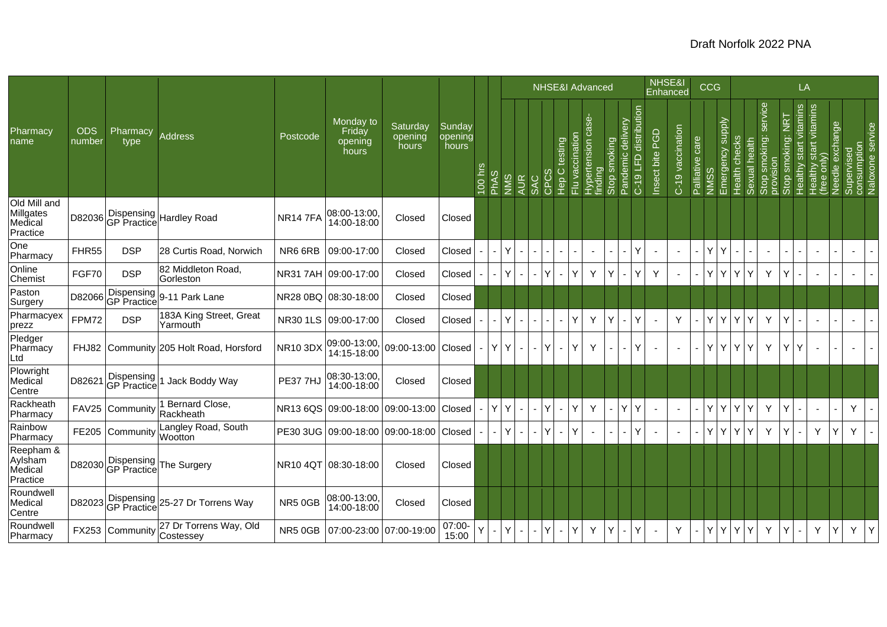| Pharmacy name | ODS number | Pharmacy type | Address | Postcode | Monday to Friday opening hours | Saturday opening hours | Sunday opening hours | 100 hrs | PhAS | NHSE&I Advanced | | | | | | | | | | NHSE&I Enhanced | | CCG | | | LA | | | | | | | | |
|---|---|---|---|---|---|---|---|---|---|---|---|---|---|---|---|---|---|---|---|---|---|---|---|---|---|---|---|---|---|---|---|---|---|
| | | | | | | | | | | NMS | AUR | SAC | CPCS | Hep C testing | Flu vaccination | Hypertension case-finding | Stop smoking | Pandemic delivery | C-19 LFD distribution | Insect bite PGD | C-19 vaccination | Palliative care | NMSS | Emergency supply | Health checks | Sexual health | Stop smoking: service provision | Stop smoking: NRT | Healthy start vitamins | Healthy start vitamins (free only) | Needle exchange | Supervised consumption | Naloxone service |
| Old Mill and Millgates Medical Practice | D82036 | Dispensing GP Practice | Hardley Road | NR14 7FA | 08:00-13:00, 14:00-18:00 | Closed | Closed | | | | | | | | | | | | | | | | | | | | | | | | | | |
| One Pharmacy | FHR55 | DSP | 28 Curtis Road, Norwich | NR6 6RB | 09:00-17:00 | Closed | Closed | - | - | Y | - | - | - | - | - | - | - | - | Y | - | - | - | Y | Y | - | - | - | - | - | - | - | - | - |
| Online Chemist | FGF70 | DSP | 82 Middleton Road, Gorleston | NR31 7AH | 09:00-17:00 | Closed | Closed | - | - | Y | - | - | Y | - | Y | Y | Y | - | Y | Y | - | - | Y | Y | Y | Y | Y | Y | - | - | - | - | - |
| Paston Surgery | D82066 | Dispensing GP Practice | 9-11 Park Lane | NR28 0BQ | 08:30-18:00 | Closed | Closed | | | | | | | | | | | | | | | | | | | | | | | | | | |
| Pharmacyex prezz | FPM72 | DSP | 183A King Street, Great Yarmouth | NR30 1LS | 09:00-17:00 | Closed | Closed | - | - | Y | - | - | - | - | Y | Y | Y | - | Y | - | Y | - | Y | Y | Y | Y | Y | Y | - | - | - | - | - |
| Pledger Pharmacy Ltd | FHJ82 | Community | 205 Holt Road, Horsford | NR10 3DX | 09:00-13:00, 14:15-18:00 | 09:00-13:00 | Closed | - | Y | Y | - | - | Y | - | Y | Y | - | - | Y | - | - | - | Y | Y | Y | Y | Y | Y | Y | - | - | - | - |
| Plowright Medical Centre | D82621 | Dispensing GP Practice | 1 Jack Boddy Way | PE37 7HJ | 08:30-13:00, 14:00-18:00 | Closed | Closed | | | | | | | | | | | | | | | | | | | | | | | | | | |
| Rackheath Pharmacy | FAV25 | Community | 1 Bernard Close, Rackheath | NR13 6QS | 09:00-18:00 | 09:00-13:00 | Closed | - | Y | Y | - | - | Y | - | Y | Y | - | Y | Y | - | - | - | Y | Y | Y | Y | Y | Y | - | - | - | Y | - |
| Rainbow Pharmacy | FE205 | Community | Langley Road, South Wootton | PE30 3UG | 09:00-18:00 | 09:00-18:00 | Closed | - | - | Y | - | - | Y | - | Y | - | - | - | Y | - | - | - | Y | Y | Y | Y | Y | Y | - | Y | Y | Y | - |
| Reepham & Aylsham Medical Practice | D82030 | Dispensing GP Practice | The Surgery | NR10 4QT | 08:30-18:00 | Closed | Closed | | | | | | | | | | | | | | | | | | | | | | | | | | |
| Roundwell Medical Centre | D82023 | Dispensing GP Practice | 25-27 Dr Torrens Way | NR5 0GB | 08:00-13:00, 14:00-18:00 | Closed | Closed | | | | | | | | | | | | | | | | | | | | | | | | | | |
| Roundwell Pharmacy | FX253 | Community | 27 Dr Torrens Way, Old Costessey | NR5 0GB | 07:00-23:00 | 07:00-19:00 | 07:00-15:00 | Y | - | Y | - | - | Y | - | Y | Y | Y | - | Y | - | Y | - | Y | Y | Y | Y | Y | Y | - | Y | Y | Y | Y |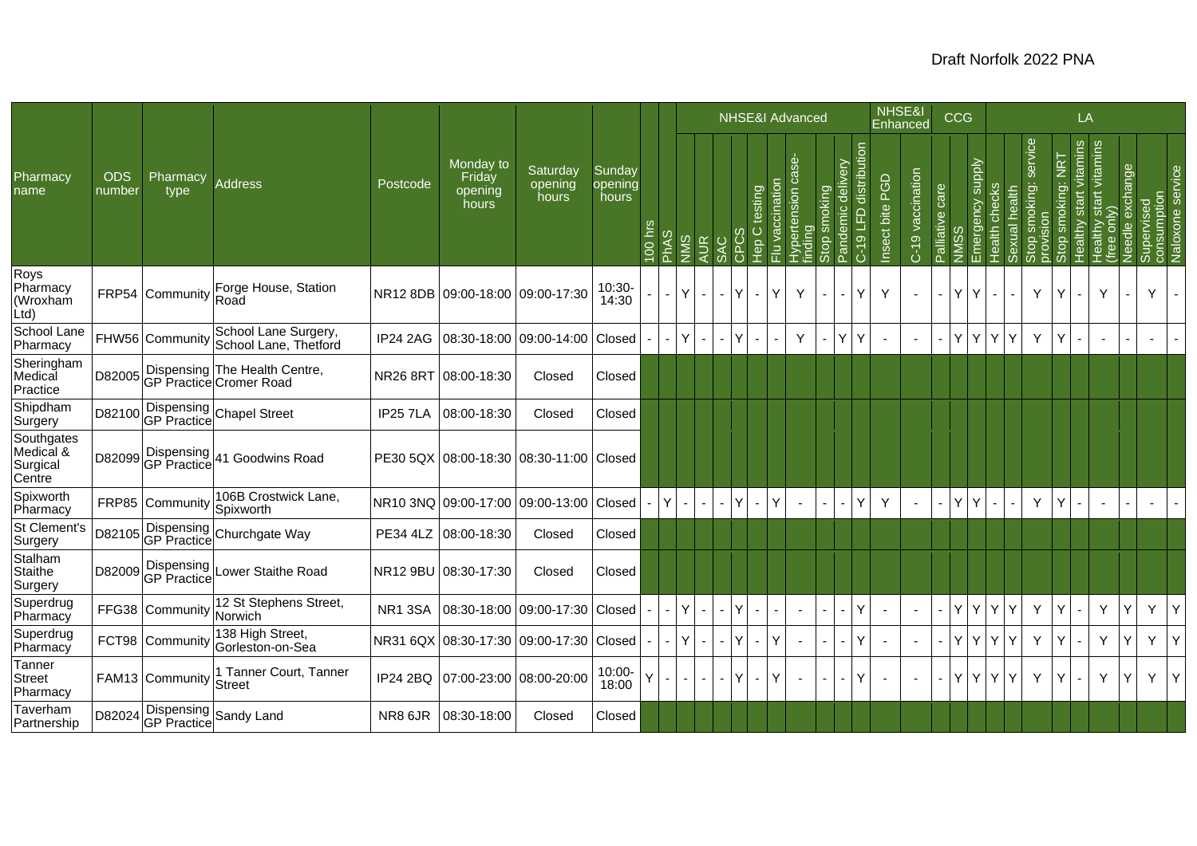| Pharmacy name | ODS number | Pharmacy type | Address | Postcode | Monday to Friday opening hours | Saturday opening hours | Sunday opening hours | 100 hrs | PhAS | NHSE&I Advanced | | | | | | | | | | NHSE&I Enhanced | | CCG | | | LA | | | | | | | | |
|---|---|---|---|---|---|---|---|---|---|---|---|---|---|---|---|---|---|---|---|---|---|---|---|---|---|---|---|---|---|---|---|---|---|
| | | | | | | | | | | NMS | AUR | SAC | CPCS | Hep C testing | Flu vaccination | Hypertension case-finding | Stop smoking | Pandemic delivery | C-19 LFD distribution | Insect bite PGD | C-19 vaccination | Palliative care | NMSS | Emergency supply | Health checks | Sexual health | Stop smoking: service provision | Stop smoking: NRT | Healthy start vitamins | Healthy start vitamins (free only) | Needle exchange | Supervised consumption | Naloxone service |
| Roys Pharmacy (Wroxham Ltd) | FRP54 | Community | Forge House, Station Road | NR12 8DB | 09:00-18:00 | 09:00-17:30 | 10:30-14:30 | - | - | Y | - | - | Y | - | Y | Y | - | - | Y | Y | - | - | Y | Y | - | - | Y | Y | - | Y | - | Y | - |
| School Lane Pharmacy | FHW56 | Community | School Lane Surgery, School Lane, Thetford | IP24 2AG | 08:30-18:00 | 09:00-14:00 | Closed | - | - | Y | - | - | Y | - | - | Y | - | Y | Y | - | - | - | Y | Y | Y | Y | Y | Y | - | - | - | - | - |
| Sheringham Medical Practice | D82005 | Dispensing GP Practice | The Health Centre, Cromer Road | NR26 8RT | 08:00-18:30 | Closed | Closed | | | | | | | | | | | | | | | | | | | | | | | | | | |
| Shipdham Surgery | D82100 | Dispensing GP Practice | Chapel Street | IP25 7LA | 08:00-18:30 | Closed | Closed | | | | | | | | | | | | | | | | | | | | | | | | | | |
| Southgates Medical & Surgical Centre | D82099 | Dispensing GP Practice | 41 Goodwins Road | PE30 5QX | 08:00-18:30 | 08:30-11:00 | Closed | | | | | | | | | | | | | | | | | | | | | | | | | | |
| Spixworth Pharmacy | FRP85 | Community | 106B Crostwick Lane, Spixworth | NR10 3NQ | 09:00-17:00 | 09:00-13:00 | Closed | - | Y | - | - | - | Y | - | Y | - | - | - | Y | Y | - | - | Y | Y | - | - | Y | Y | - | - | - | - | - |
| St Clement's Surgery | D82105 | Dispensing GP Practice | Churchgate Way | PE34 4LZ | 08:00-18:30 | Closed | Closed | | | | | | | | | | | | | | | | | | | | | | | | | | |
| Stalham Staithe Surgery | D82009 | Dispensing GP Practice | Lower Staithe Road | NR12 9BU | 08:30-17:30 | Closed | Closed | | | | | | | | | | | | | | | | | | | | | | | | | | |
| Superdrug Pharmacy | FFG38 | Community | 12 St Stephens Street, Norwich | NR1 3SA | 08:30-18:00 | 09:00-17:30 | Closed | - | - | Y | - | - | Y | - | - | - | - | - | Y | - | - | - | Y | Y | Y | Y | Y | Y | - | Y | Y | Y | Y |
| Superdrug Pharmacy | FCT98 | Community | 138 High Street, Gorleston-on-Sea | NR31 6QX | 08:30-17:30 | 09:00-17:30 | Closed | - | - | Y | - | - | Y | - | Y | - | - | - | Y | - | - | - | Y | Y | Y | Y | Y | Y | - | Y | Y | Y | Y |
| Tanner Street Pharmacy | FAM13 | Community | 1 Tanner Court, Tanner Street | IP24 2BQ | 07:00-23:00 | 08:00-20:00 | 10:00-18:00 | Y | - | - | - | - | Y | - | Y | - | - | - | Y | - | - | - | Y | Y | Y | Y | Y | Y | - | Y | Y | Y | Y |
| Taverham Partnership | D82024 | Dispensing GP Practice | Sandy Land | NR8 6JR | 08:30-18:00 | Closed | Closed | | | | | | | | | | | | | | | | | | | | | | | | | | |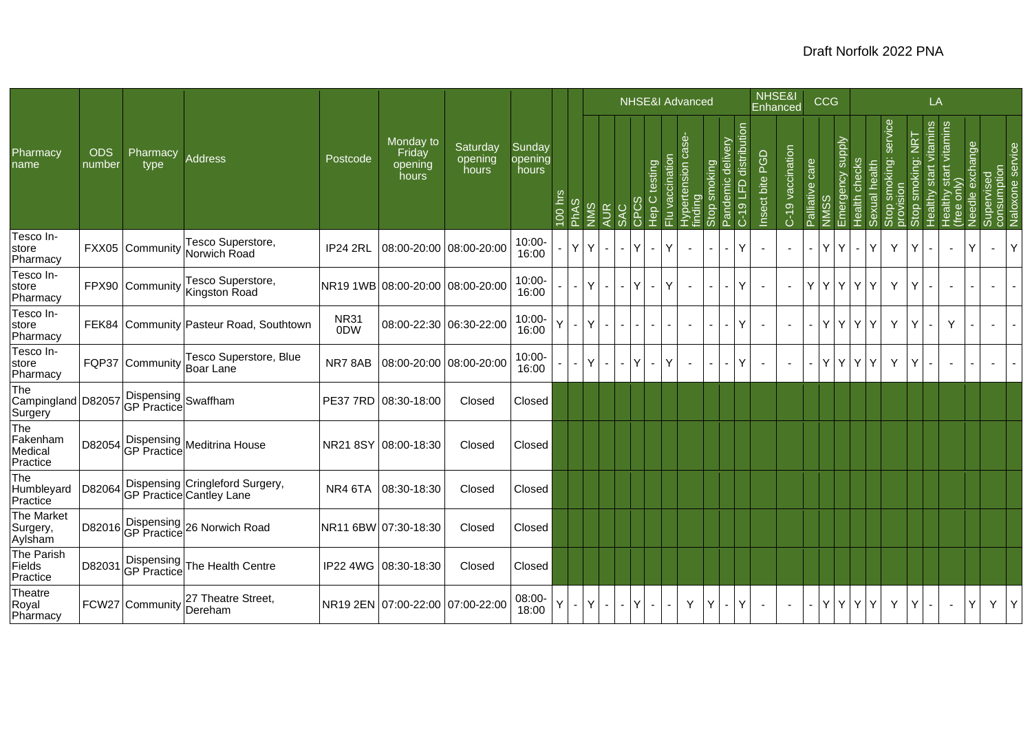| Pharmacy name | ODS number | Pharmacy type | Address | Postcode | Monday to Friday opening hours | Saturday opening hours | Sunday opening hours | 100 hrs | PhAS | NHSE&I Advanced | | | | | | | | | | NHSE&I Enhanced | | CCG | | | LA | | | | | | | | |
|---|---|---|---|---|---|---|---|---|---|---|---|---|---|---|---|---|---|---|---|---|---|---|---|---|---|---|---|---|---|---|---|---|---|
| | | | | | | | | | | NMS | AUR | SAC | CPCS | Hep C testing | Flu vaccination | Hypertension case-finding | Stop smoking | Pandemic delivery | C-19 LFD distribution | Insect bite PGD | C-19 vaccination | Palliative care | NMSS | Emergency supply | Health checks | Sexual health | Stop smoking: service provision | Stop smoking: NRT | Healthy start vitamins | Healthy start vitamins (free only) | Needle exchange | Supervised consumption | Naloxone service |
| Tesco In-store Pharmacy | FXX05 | Community | Tesco Superstore, Norwich Road | IP24 2RL | 08:00-20:00 | 08:00-20:00 | 10:00-16:00 | - | Y | Y | - | - | Y | - | Y | - | - | - | Y | - | - | - | Y | Y | - | Y | Y | Y | - | - | Y | - | Y |
| Tesco In-store Pharmacy | FPX90 | Community | Tesco Superstore, Kingston Road | NR19 1WB | 08:00-20:00 | 08:00-20:00 | 10:00-16:00 | - | - | Y | - | - | Y | - | Y | - | - | - | Y | - | - | Y | Y | Y | Y | Y | Y | Y | - | - | - | - | - |
| Tesco In-store Pharmacy | FEK84 | Community | Pasteur Road, Southtown | NR31 0DW | 08:00-22:30 | 06:30-22:00 | 10:00-16:00 | Y | - | Y | - | - | - | - | - | - | - | - | Y | - | - | - | Y | Y | Y | Y | Y | Y | - | Y | - | - | - |
| Tesco In-store Pharmacy | FQP37 | Community | Tesco Superstore, Blue Boar Lane | NR7 8AB | 08:00-20:00 | 08:00-20:00 | 10:00-16:00 | - | - | Y | - | - | Y | - | Y | - | - | - | Y | - | - | - | Y | Y | Y | Y | Y | Y | - | - | - | - | - |
| The Campingland Surgery | D82057 | Dispensing GP Practice | Swaffham | PE37 7RD | 08:30-18:00 | Closed | Closed | | | | | | | | | | | | | | | | | | | | | | | | | | |
| The Fakenham Medical Practice | D82054 | Dispensing GP Practice | Meditrina House | NR21 8SY | 08:00-18:30 | Closed | Closed | | | | | | | | | | | | | | | | | | | | | | | | | | |
| The Humbleyard Practice | D82064 | Dispensing GP Practice | Cringleford Surgery, Cantley Lane | NR4 6TA | 08:30-18:30 | Closed | Closed | | | | | | | | | | | | | | | | | | | | | | | | | | |
| The Market Surgery, Aylsham | D82016 | Dispensing GP Practice | 26 Norwich Road | NR11 6BW | 07:30-18:30 | Closed | Closed | | | | | | | | | | | | | | | | | | | | | | | | | | |
| The Parish Fields Practice | D82031 | Dispensing GP Practice | The Health Centre | IP22 4WG | 08:30-18:30 | Closed | Closed | | | | | | | | | | | | | | | | | | | | | | | | | | |
| Theatre Royal Pharmacy | FCW27 | Community | 27 Theatre Street, Dereham | NR19 2EN | 07:00-22:00 | 07:00-22:00 | 08:00-18:00 | Y | - | Y | - | - | Y | - | - | Y | Y | - | Y | - | - | - | Y | Y | Y | Y | Y | Y | - | - | Y | Y | Y |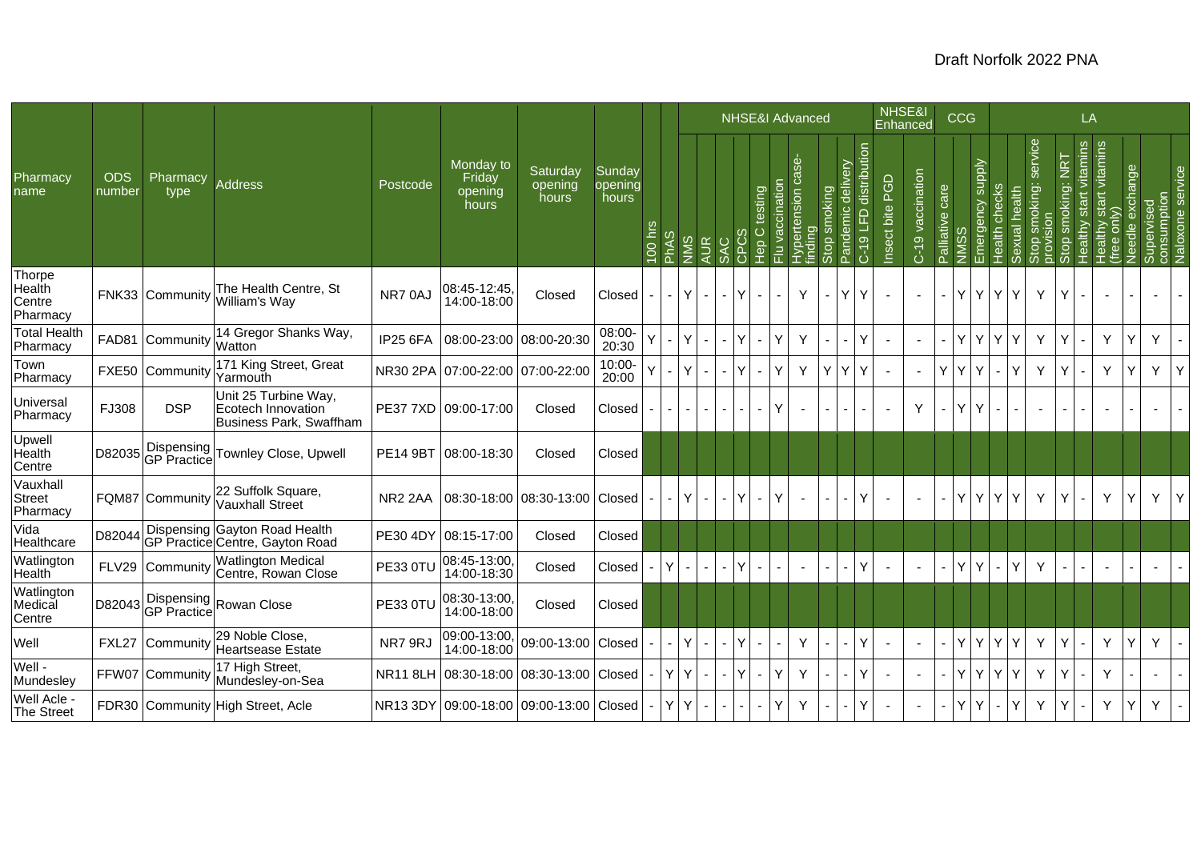| | | | | | | | | | | NHSE&I Advanced | | | | | | | | | | NHSE&I Enhanced | | CCG | | | LA | | | | | | | | |
|---|---|---|---|---|---|---|---|---|---|---|---|---|---|---|---|---|---|---|---|---|---|---|---|---|---|---|---|---|---|---|---|---|---|
| Pharmacy name | ODS number | Pharmacy type | Address | Postcode | Monday to Friday opening hours | Saturday opening hours | Sunday opening hours | 100 hrs | PhAS | NMS | AUR | SAC | CPCS | Hep C testing | Flu vaccination | Hypertension case-finding | Stop smoking | Pandemic delivery | C-19 LFD distribution | Insect bite PGD | C-19 vaccination | Palliative care | NMSS | Emergency supply | Health checks | Sexual health | Stop smoking: service provision | Stop smoking: NRT | Healthy start vitamins | Healthy start vitamins (free only) | Needle exchange | Supervised consumption | Naloxone service |
| Thorpe Health Centre Pharmacy | FNK33 | Community | The Health Centre, St William's Way | NR7 0AJ | 08:45-12:45, 14:00-18:00 | Closed | Closed | - | - | Y | - | - | Y | - | - | Y | - | Y | Y | - | - | - | Y | Y | Y | Y | Y | Y | - | - | - | - | - |
| Total Health Pharmacy | FAD81 | Community | 14 Gregor Shanks Way, Watton | IP25 6FA | 08:00-23:00 | 08:00-20:30 | 08:00-20:30 | Y | - | Y | - | - | Y | - | Y | Y | - | - | Y | - | - | - | Y | Y | Y | Y | Y | Y | - | Y | Y | Y | - |
| Town Pharmacy | FXE50 | Community | 171 King Street, Great Yarmouth | NR30 2PA | 07:00-22:00 | 07:00-22:00 | 10:00-20:00 | Y | - | Y | - | - | Y | - | Y | Y | Y | Y | Y | - | - | Y | Y | Y | - | Y | Y | Y | - | Y | Y | Y | Y |
| Universal Pharmacy | FJ308 | DSP | Unit 25 Turbine Way, Ecotech Innovation Business Park, Swaffham | PE37 7XD | 09:00-17:00 | Closed | Closed | - | - | - | - | - | - | - | Y | - | - | - | - | - | Y | - | Y | Y | - | - | - | - | - | - | - | - | - |
| Upwell Health Centre | D82035 | Dispensing GP Practice | Townley Close, Upwell | PE14 9BT | 08:00-18:30 | Closed | Closed | | | | | | | | | | | | | | | | | | | | | | | | | | |
| Vauxhall Street Pharmacy | FQM87 | Community | 22 Suffolk Square, Vauxhall Street | NR2 2AA | 08:30-18:00 | 08:30-13:00 | Closed | - | - | Y | - | - | Y | - | Y | - | - | - | Y | - | - | - | Y | Y | Y | Y | Y | Y | - | Y | Y | Y | Y |
| Vida Healthcare | D82044 | Dispensing GP Practice | Gayton Road Health Centre, Gayton Road | PE30 4DY | 08:15-17:00 | Closed | Closed | | | | | | | | | | | | | | | | | | | | | | | | | | |
| Watlington Health | FLV29 | Community | Watlington Medical Centre, Rowan Close | PE33 0TU | 08:45-13:00, 14:00-18:30 | Closed | Closed | - | Y | - | - | - | Y | - | - | - | - | - | Y | - | - | - | Y | Y | - | Y | Y | - | - | - | - | - | - |
| Watlington Medical Centre | D82043 | Dispensing GP Practice | Rowan Close | PE33 0TU | 08:30-13:00, 14:00-18:00 | Closed | Closed | | | | | | | | | | | | | | | | | | | | | | | | | | |
| Well | FXL27 | Community | 29 Noble Close, Heartsease Estate | NR7 9RJ | 09:00-13:00, 14:00-18:00 | 09:00-13:00 | Closed | - | - | Y | - | - | Y | - | - | Y | - | - | Y | - | - | - | Y | Y | Y | Y | Y | Y | - | Y | Y | Y | - |
| Well - Mundesley | FFW07 | Community | 17 High Street, Mundesley-on-Sea | NR11 8LH | 08:30-18:00 | 08:30-13:00 | Closed | - | Y | Y | - | - | Y | - | Y | Y | - | - | Y | - | - | - | Y | Y | Y | Y | Y | Y | - | Y | - | - | - |
| Well Acle - The Street | FDR30 | Community | High Street, Acle | NR13 3DY | 09:00-18:00 | 09:00-13:00 | Closed | - | Y | Y | - | - | - | - | Y | Y | - | - | Y | - | - | - | Y | Y | - | Y | Y | Y | - | Y | Y | Y | - |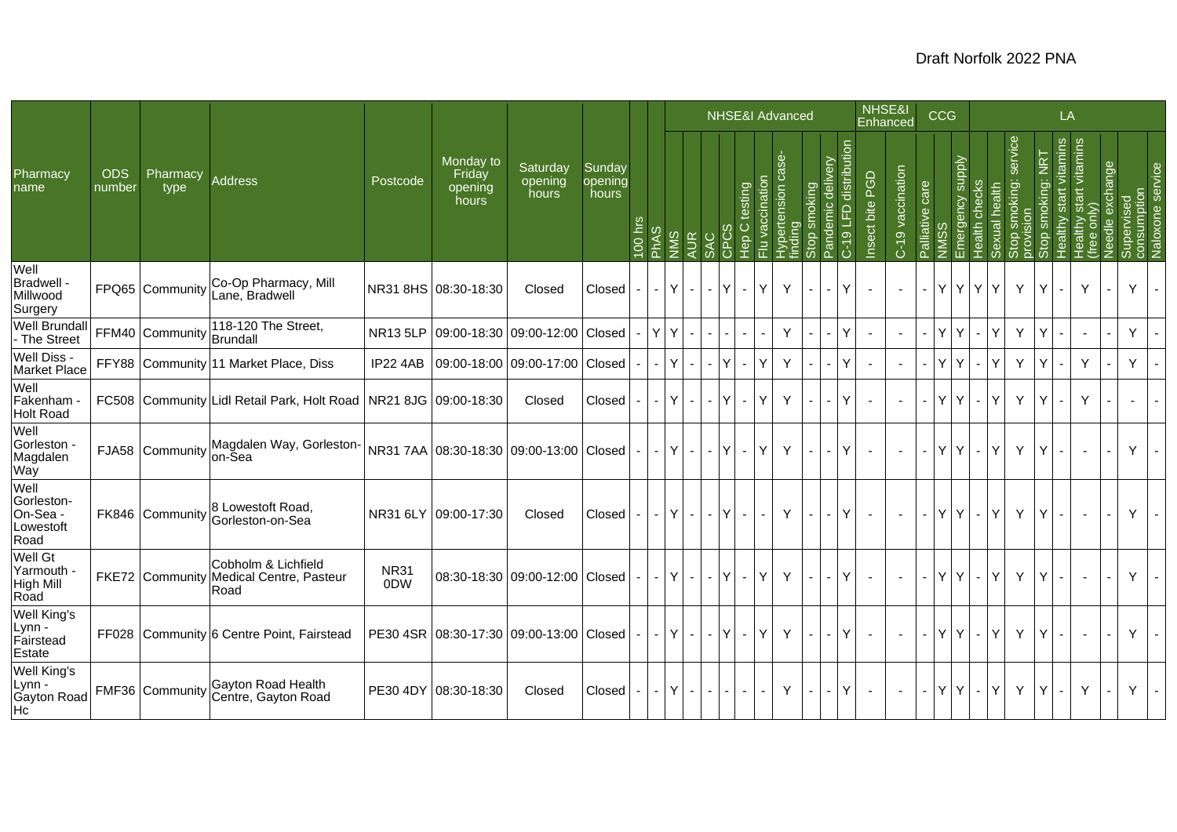| Pharmacy name | ODS number | Pharmacy type | Address | Postcode | Monday to Friday opening hours | Saturday opening hours | Sunday opening hours | 100 hrs | PhAS | NHSE&I Advanced | | | | | | | | | | NHSE&I Enhanced | | CCG | | | LA | | | | | | | | |
|---|---|---|---|---|---|---|---|---|---|---|---|---|---|---|---|---|---|---|---|---|---|---|---|---|---|---|---|---|---|---|---|---|---|
| | | | | | | | | | | NMS | AUR | SAC | CPCS | Hep C testing | Flu vaccination | Hypertension case-finding | Stop smoking | Pandemic delivery | C-19 LFD distribution | Insect bite PGD | C-19 vaccination | Palliative care | NMSS | Emergency supply | Health checks | Sexual health | Stop smoking: service provision | Stop smoking: NRT | Healthy start vitamins | Healthy start vitamins (free only) | Needle exchange | Supervised consumption | Naloxone service |
| Well Bradwell - Millwood Surgery | FPQ65 | Community | Co-Op Pharmacy, Mill Lane, Bradwell | NR31 8HS | 08:30-18:30 | Closed | Closed | - | - | Y | - | - | Y | - | Y | Y | - | - | Y | - | - | - | Y | Y | Y | Y | Y | Y | - | Y | - | Y | - |
| Well Brundall - The Street | FFM40 | Community | 118-120 The Street, Brundall | NR13 5LP | 09:00-18:30 | 09:00-12:00 | Closed | - | Y | Y | - | - | - | - | - | Y | - | - | Y | - | - | - | Y | Y | - | Y | Y | Y | - | - | - | Y | - |
| Well Diss - Market Place | FFY88 | Community | 11 Market Place, Diss | IP22 4AB | 09:00-18:00 | 09:00-17:00 | Closed | - | - | Y | - | - | Y | - | Y | Y | - | - | Y | - | - | - | Y | Y | - | Y | Y | Y | - | Y | - | Y | - |
| Well Fakenham - Holt Road | FC508 | Community | Lidl Retail Park, Holt Road | NR21 8JG | 09:00-18:30 | Closed | Closed | - | - | Y | - | - | Y | - | Y | Y | - | - | Y | - | - | - | Y | Y | - | Y | Y | Y | - | Y | - | - | - |
| Well Gorleston - Magdalen Way | FJA58 | Community | Magdalen Way, Gorleston-on-Sea | NR31 7AA | 08:30-18:30 | 09:00-13:00 | Closed | - | - | Y | - | - | Y | - | Y | Y | - | - | Y | - | - | - | Y | Y | - | Y | Y | Y | - | - | - | Y | - |
| Well Gorleston-On-Sea - Lowestoft Road | FK846 | Community | 8 Lowestoft Road, Gorleston-on-Sea | NR31 6LY | 09:00-17:30 | Closed | Closed | - | - | Y | - | - | Y | - | - | Y | - | - | Y | - | - | - | Y | Y | - | Y | Y | Y | - | - | - | Y | - |
| Well Gt Yarmouth - High Mill Road | FKE72 | Community | Cobholm & Lichfield Medical Centre, Pasteur Road | NR31 0DW | 08:30-18:30 | 09:00-12:00 | Closed | - | - | Y | - | - | Y | - | Y | Y | - | - | Y | - | - | - | Y | Y | - | Y | Y | Y | - | - | - | Y | - |
| Well King's Lynn - Fairstead Estate | FF028 | Community | 6 Centre Point, Fairstead | PE30 4SR | 08:30-17:30 | 09:00-13:00 | Closed | - | - | Y | - | - | Y | - | Y | Y | - | - | Y | - | - | - | Y | Y | - | Y | Y | Y | - | - | - | Y | - |
| Well King's Lynn - Gayton Road Hc | FMF36 | Community | Gayton Road Health Centre, Gayton Road | PE30 4DY | 08:30-18:30 | Closed | Closed | - | - | Y | - | - | - | - | - | Y | - | - | Y | - | - | - | Y | Y | - | Y | Y | Y | - | Y | - | Y | - |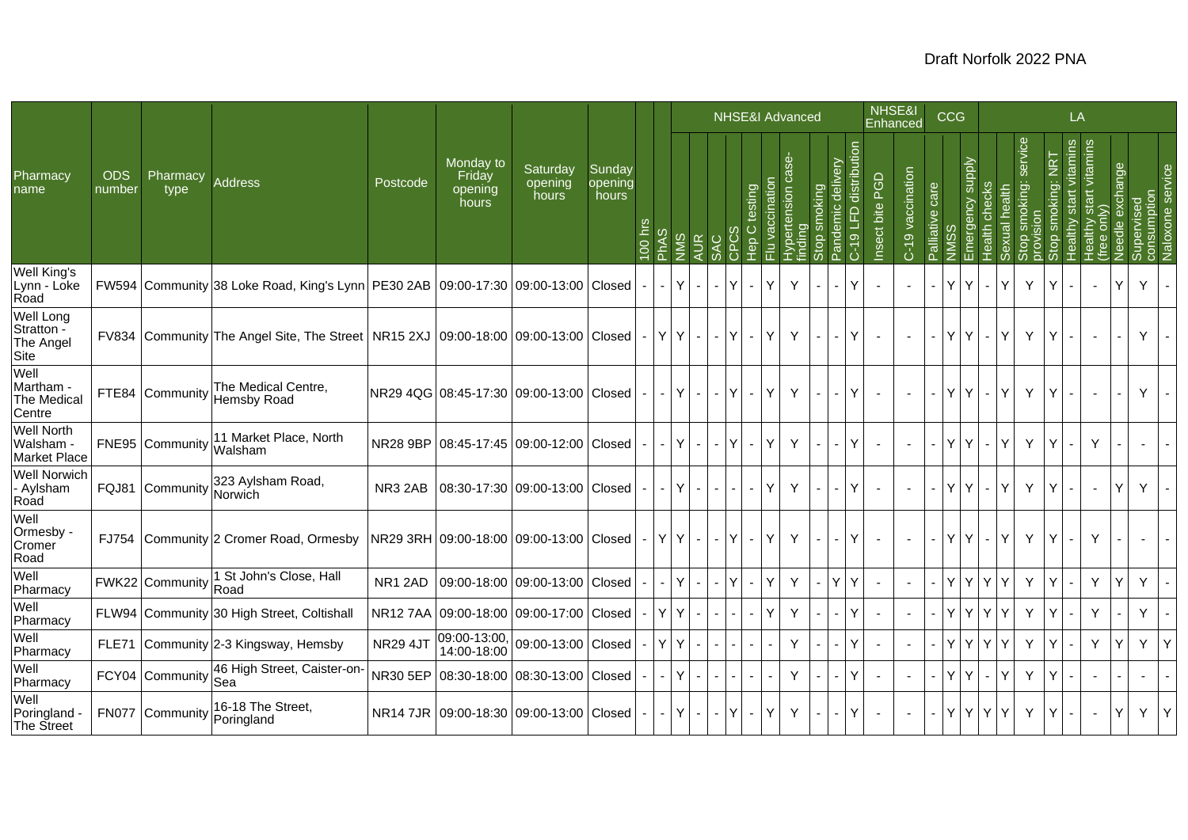| Pharmacy name | ODS number | Pharmacy type | Address | Postcode | Monday to Friday opening hours | Saturday opening hours | Sunday opening hours | 100 hrs | PhAS | NHSE&I Advanced | | | | | | | | | | NHSE&I Enhanced | | CCG | | | LA | | | | | | | | |
|---|---|---|---|---|---|---|---|---|---|---|---|---|---|---|---|---|---|---|---|---|---|---|---|---|---|---|---|---|---|---|---|---|---|
| | | | | | | | | | | NMS | AUR | SAC | CPCS | Hep C testing | Flu vaccination | Hypertension case-finding | Stop smoking | Pandemic delivery | C-19 LFD distribution | Insect bite PGD | C-19 vaccination | Palliative care | NMSS | Emergency supply | Health checks | Sexual health | Stop smoking: service provision | Stop smoking: NRT | Healthy start vitamins | Healthy start vitamins (free only) | Needle exchange | Supervised consumption | Naloxone service |
| Well King's Lynn - Loke Road | FW594 | Community | 38 Loke Road, King's Lynn | PE30 2AB | 09:00-17:30 | 09:00-13:00 | Closed | - | - | Y | - | - | Y | - | Y | Y | - | - | Y | - | - | - | Y | Y | - | Y | Y | Y | - | - | Y | Y | - |
| Well Long Stratton - The Angel Site | FV834 | Community | The Angel Site, The Street | NR15 2XJ | 09:00-18:00 | 09:00-13:00 | Closed | - | Y | Y | - | - | Y | - | Y | Y | - | - | Y | - | - | - | Y | Y | - | Y | Y | Y | - | - | - | Y | - |
| Well Martham - The Medical Centre | FTE84 | Community | The Medical Centre, Hemsby Road | NR29 4QG | 08:45-17:30 | 09:00-13:00 | Closed | - | - | Y | - | - | Y | - | Y | Y | - | - | Y | - | - | - | Y | Y | - | Y | Y | Y | - | - | - | Y | - |
| Well North Walsham - Market Place | FNE95 | Community | 11 Market Place, North Walsham | NR28 9BP | 08:45-17:45 | 09:00-12:00 | Closed | - | - | Y | - | - | Y | - | Y | Y | - | - | Y | - | - | - | Y | Y | - | Y | Y | Y | - | Y | - | - | - |
| Well Norwich - Aylsham Road | FQJ81 | Community | 323 Aylsham Road, Norwich | NR3 2AB | 08:30-17:30 | 09:00-13:00 | Closed | - | - | Y | - | - | - | - | Y | Y | - | - | Y | - | - | - | Y | Y | - | Y | Y | Y | - | - | Y | Y | - |
| Well Ormesby - Cromer Road | FJ754 | Community | 2 Cromer Road, Ormesby | NR29 3RH | 09:00-18:00 | 09:00-13:00 | Closed | - | Y | Y | - | - | Y | - | Y | Y | - | - | Y | - | - | - | Y | Y | - | Y | Y | Y | - | Y | - | - | - |
| Well Pharmacy | FWK22 | Community | 1 St John's Close, Hall Road | NR1 2AD | 09:00-18:00 | 09:00-13:00 | Closed | - | - | Y | - | - | Y | - | Y | Y | - | Y | Y | - | - | - | Y | Y | Y | Y | Y | Y | - | Y | Y | Y | - |
| Well Pharmacy | FLW94 | Community | 30 High Street, Coltishall | NR12 7AA | 09:00-18:00 | 09:00-17:00 | Closed | - | Y | Y | - | - | - | - | Y | Y | - | - | Y | - | - | - | Y | Y | Y | Y | Y | Y | - | Y | - | Y | - |
| Well Pharmacy | FLE71 | Community | 2-3 Kingsway, Hemsby | NR29 4JT | 09:00-13:00, 14:00-18:00 | 09:00-13:00 | Closed | - | Y | Y | - | - | - | - | - | Y | - | - | Y | - | - | - | Y | Y | Y | Y | Y | Y | - | Y | Y | Y | Y |
| Well Pharmacy | FCY04 | Community | 46 High Street, Caister-on-Sea | NR30 5EP | 08:30-18:00 | 08:30-13:00 | Closed | - | - | Y | - | - | - | - | - | Y | - | - | Y | - | - | - | Y | Y | - | Y | Y | Y | - | - | - | - | - |
| Well Poringland - The Street | FN077 | Community | 16-18 The Street, Poringland | NR14 7JR | 09:00-18:30 | 09:00-13:00 | Closed | - | - | Y | - | - | Y | - | Y | Y | - | - | Y | - | - | - | Y | Y | Y | Y | Y | Y | - | - | Y | Y | Y |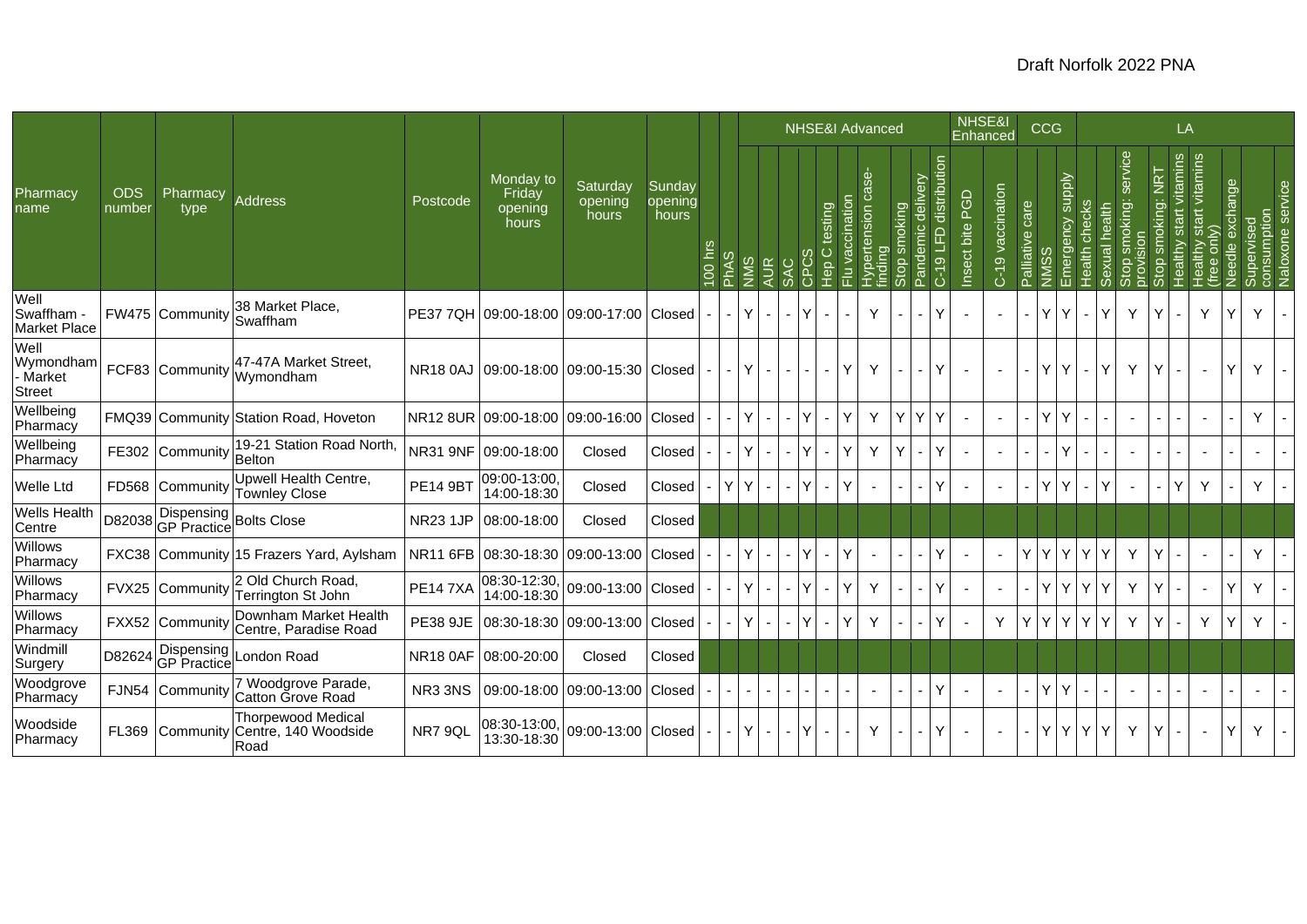| Pharmacy name | ODS number | Pharmacy type | Address | Postcode | Monday to Friday opening hours | Saturday opening hours | Sunday opening hours | | | NHSE&I Advanced | | | | | | | | | | NHSE&I Enhanced | | CCG | | | LA | | | | | | | | |
|---|---|---|---|---|---|---|---|---|---|---|---|---|---|---|---|---|---|---|---|---|---|---|---|---|---|---|---|---|---|---|---|---|---|
| | | | | | | | | 100 hrs | PhAS | NMS | AUR | SAC | CPCS | Hep C testing | Flu vaccination | Hypertension case-finding | Stop smoking | Pandemic delivery | C-19 LFD distribution | Insect bite PGD | C-19 vaccination | Palliative care | NMSS | Emergency supply | Health checks | Sexual health | Stop smoking: service provision | Stop smoking: NRT | Healthy start vitamins | Healthy start vitamins (free only) | Needle exchange | Supervised consumption | Naloxone service |
| Well Swaffham - Market Place | FW475 | Community | 38 Market Place, Swaffham | PE37 7QH | 09:00-18:00 | 09:00-17:00 | Closed | - | - | Y | - | - | Y | - | - | Y | - | - | Y | - | - | - | Y | Y | - | Y | Y | Y | - | Y | Y | Y | - |
| Well Wymondham - Market Street | FCF83 | Community | 47-47A Market Street, Wymondham | NR18 0AJ | 09:00-18:00 | 09:00-15:30 | Closed | - | - | Y | - | - | - | - | Y | Y | - | - | Y | - | - | - | Y | Y | - | Y | Y | Y | - | - | Y | Y | - |
| Wellbeing Pharmacy | FMQ39 | Community | Station Road, Hoveton | NR12 8UR | 09:00-18:00 | 09:00-16:00 | Closed | - | - | Y | - | - | Y | - | Y | Y | Y | Y | Y | - | - | - | Y | Y | - | - | - | - | - | - | - | Y | - |
| Wellbeing Pharmacy | FE302 | Community | 19-21 Station Road North, Belton | NR31 9NF | 09:00-18:00 | Closed | Closed | - | - | Y | - | - | Y | - | Y | Y | Y | - | Y | - | - | - | - | Y | - | - | - | - | - | - | - | - | - |
| Welle Ltd | FD568 | Community | Upwell Health Centre, Townley Close | PE14 9BT | 09:00-13:00, 14:00-18:30 | Closed | Closed | - | Y | Y | - | - | Y | - | Y | - | - | - | Y | - | - | - | Y | Y | - | Y | - | - | Y | Y | - | Y | - |
| Wells Health Centre | D82038 | Dispensing GP Practice | Bolts Close | NR23 1JP | 08:00-18:00 | Closed | Closed | | | | | | | | | | | | | | | | | | | | | | | | | | |
| Willows Pharmacy | FXC38 | Community | 15 Frazers Yard, Aylsham | NR11 6FB | 08:30-18:30 | 09:00-13:00 | Closed | - | - | Y | - | - | Y | - | Y | - | - | - | Y | - | - | Y | Y | Y | Y | Y | Y | Y | - | - | - | Y | - |
| Willows Pharmacy | FVX25 | Community | 2 Old Church Road, Terrington St John | PE14 7XA | 08:30-12:30, 14:00-18:30 | 09:00-13:00 | Closed | - | - | Y | - | - | Y | - | Y | Y | - | - | Y | - | - | - | Y | Y | Y | Y | Y | Y | - | - | Y | Y | - |
| Willows Pharmacy | FXX52 | Community | Downham Market Health Centre, Paradise Road | PE38 9JE | 08:30-18:30 | 09:00-13:00 | Closed | - | - | Y | - | - | Y | - | Y | Y | - | - | Y | - | Y | Y | Y | Y | Y | Y | Y | Y | - | Y | Y | Y | - |
| Windmill Surgery | D82624 | Dispensing GP Practice | London Road | NR18 0AF | 08:00-20:00 | Closed | Closed | | | | | | | | | | | | | | | | | | | | | | | | | | |
| Woodgrove Pharmacy | FJN54 | Community | 7 Woodgrove Parade, Catton Grove Road | NR3 3NS | 09:00-18:00 | 09:00-13:00 | Closed | - | - | - | - | - | - | - | - | - | - | - | Y | - | - | - | Y | Y | - | - | - | - | - | - | - | - | - |
| Woodside Pharmacy | FL369 | Community | Thorpewood Medical Centre, 140 Woodside Road | NR7 9QL | 08:30-13:00, 13:30-18:30 | 09:00-13:00 | Closed | - | - | Y | - | - | Y | - | - | Y | - | - | Y | - | - | - | Y | Y | Y | Y | Y | Y | - | - | Y | Y | - |